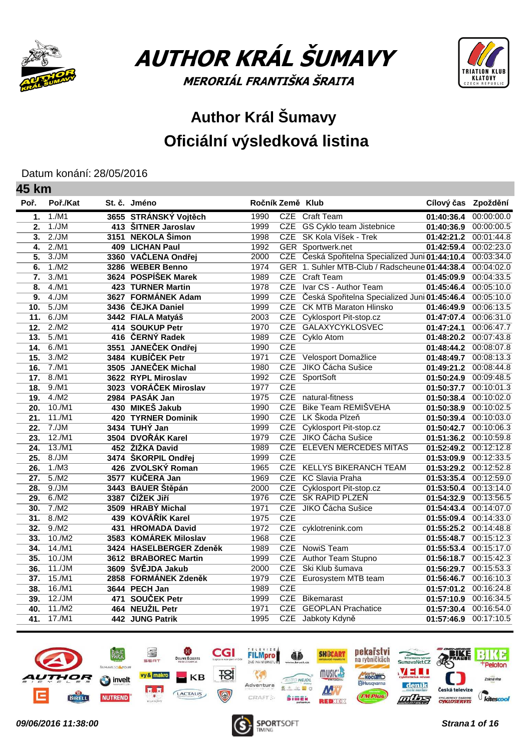# AUTHOR KRÁL ŠUMAVY

MERORIÁL FRANTIŠKA ŠRAITA

## Author Král Šumavy
## Oficiální výsledková listina

Datum konání: 28/05/2016

### 45 km

| Poř. | Poř./Kat | St. č. | Jméno | Ročník | Země | Klub | Cílový čas | Zpoždění |
|---|---|---|---|---|---|---|---|---|
| 1. | 1./M1 | 3655 | STRÁNSKÝ Vojtěch | 1990 | CZE | Craft Team | 01:40:36.4 | 00:00:00.0 |
| 2. | 1./JM | 413 | ŠITNER Jaroslav | 1999 | CZE | GS Cyklo team Jistebnice | 01:40:36.9 | 00:00:00.5 |
| 3. | 2./JM | 3151 | NEKOLA Šimon | 1998 | CZE | SK Kola Víšek - Trek | 01:42:21.2 | 00:01:44.8 |
| 4. | 2./M1 | 409 | LICHAN Paul | 1992 | GER | Sportwerk.net | 01:42:59.4 | 00:02:23.0 |
| 5. | 3./JM | 3360 | VAČLENA Ondřej | 2000 | CZE | Česká Spořitelna Specialized Juni | 01:44:10.4 | 00:03:34.0 |
| 6. | 1./M2 | 3286 | WEBER Benno | 1974 | GER | 1. Suhler MTB-Club / Radscheune | 01:44:38.4 | 00:04:02.0 |
| 7. | 3./M1 | 3624 | POSPÍŠEK Marek | 1989 | CZE | Craft Team | 01:45:09.9 | 00:04:33.5 |
| 8. | 4./M1 | 423 | TURNER Martin | 1978 | CZE | Ivar CS - Author Team | 01:45:46.4 | 00:05:10.0 |
| 9. | 4./JM | 3627 | FORMÁNEK Adam | 1999 | CZE | Česká Spořitelna Specialized Juni | 01:45:46.4 | 00:05:10.0 |
| 10. | 5./JM | 3436 | ČEJKA Daniel | 1999 | CZE | CK MTB Maraton Hlinsko | 01:46:49.9 | 00:06:13.5 |
| 11. | 6./JM | 3442 | FIALA Matyáš | 2003 | CZE | Cyklosport Pit-stop.cz | 01:47:07.4 | 00:06:31.0 |
| 12. | 2./M2 | 414 | SOUKUP Petr | 1970 | CZE | GALAXYCYKLOSVEC | 01:47:24.1 | 00:06:47.7 |
| 13. | 5./M1 | 416 | ČERNÝ Radek | 1989 | CZE | Cyklo Atom | 01:48:20.2 | 00:07:43.8 |
| 14. | 6./M1 | 3551 | JANEČEK Ondřej | 1990 | CZE |  | 01:48:44.2 | 00:08:07.8 |
| 15. | 3./M2 | 3484 | KUBÍČEK Petr | 1971 | CZE | Velosport Domažlice | 01:48:49.7 | 00:08:13.3 |
| 16. | 7./M1 | 3505 | JANEČEK Michal | 1980 | CZE | JIKO Čácha Sušice | 01:49:21.2 | 00:08:44.8 |
| 17. | 8./M1 | 3622 | RYPL Miroslav | 1992 | CZE | SportSoft | 01:50:24.9 | 00:09:48.5 |
| 18. | 9./M1 | 3023 | VORÁČEK Miroslav | 1977 | CZE |  | 01:50:37.7 | 00:10:01.3 |
| 19. | 4./M2 | 2984 | PASÁK Jan | 1975 | CZE | natural-fitness | 01:50:38.4 | 00:10:02.0 |
| 20. | 10./M1 | 430 | MIKEŠ Jakub | 1990 | CZE | Bike Team REMIŠVEHA | 01:50:38.9 | 00:10:02.5 |
| 21. | 11./M1 | 420 | TYRNER Dominik | 1990 | CZE | LK Škoda Plzeň | 01:50:39.4 | 00:10:03.0 |
| 22. | 7./JM | 3434 | TUHÝ Jan | 1999 | CZE | Cyklosport Pit-stop.cz | 01:50:42.7 | 00:10:06.3 |
| 23. | 12./M1 | 3504 | DVOŘÁK Karel | 1979 | CZE | JIKO Čácha Sušice | 01:51:36.2 | 00:10:59.8 |
| 24. | 13./M1 | 452 | ŽIŽKA David | 1989 | CZE | ELEVEN MERCEDES MITAS | 01:52:49.2 | 00:12:12.8 |
| 25. | 8./JM | 3474 | ŠKORPIL Ondřej | 1999 | CZE |  | 01:53:09.9 | 00:12:33.5 |
| 26. | 1./M3 | 426 | ZVOLSKÝ Roman | 1965 | CZE | KELLYS BIKERANCH TEAM | 01:53:29.2 | 00:12:52.8 |
| 27. | 5./M2 | 3577 | KUČERA Jan | 1969 | CZE | KC Slavia Praha | 01:53:35.4 | 00:12:59.0 |
| 28. | 9./JM | 3443 | BAUER Štěpán | 2000 | CZE | Cyklosport Pit-stop.cz | 01:53:50.4 | 00:13:14.0 |
| 29. | 6./M2 | 3387 | ČÍŽEK Jiří | 1976 | CZE | SK RAPID PLZEŇ | 01:54:32.9 | 00:13:56.5 |
| 30. | 7./M2 | 3509 | HRABÝ Michal | 1971 | CZE | JIKO Čácha Sušice | 01:54:43.4 | 00:14:07.0 |
| 31. | 8./M2 | 439 | KOVÁŘÍK Karel | 1975 | CZE |  | 01:55:09.4 | 00:14:33.0 |
| 32. | 9./M2 | 431 | HROMADA David | 1972 | CZE | cyklotrenink.com | 01:55:25.2 | 00:14:48.8 |
| 33. | 10./M2 | 3583 | KOMÁREK Miloslav | 1968 | CZE |  | 01:55:48.7 | 00:15:12.3 |
| 34. | 14./M1 | 3424 | HASELBERGER Zdeněk | 1989 | CZE | NowiS Team | 01:55:53.4 | 00:15:17.0 |
| 35. | 10./JM | 3612 | BRABOREC Martin | 1999 | CZE | Author Team Stupno | 01:56:18.7 | 00:15:42.3 |
| 36. | 11./JM | 3609 | ŠVĚJDA Jakub | 2000 | CZE | Ski Klub šumava | 01:56:29.7 | 00:15:53.3 |
| 37. | 15./M1 | 2858 | FORMÁNEK Zdeněk | 1979 | CZE | Eurosystem MTB team | 01:56:46.7 | 00:16:10.3 |
| 38. | 16./M1 | 3644 | PECH Jan | 1989 | CZE |  | 01:57:01.2 | 00:16:24.8 |
| 39. | 12./JM | 471 | SOUČEK Petr | 1999 | CZE | Bikemarast | 01:57:10.9 | 00:16:34.5 |
| 40. | 11./M2 | 464 | NEUŽIL Petr | 1971 | CZE | GEOPLAN Prachatice | 01:57:30.4 | 00:16:54.0 |
| 41. | 17./M1 | 442 | JUNG Patrik | 1995 | CZE | Jabkoty Kdyně | 01:57:46.9 | 00:17:10.5 |

*09/06/2016 11:38:00*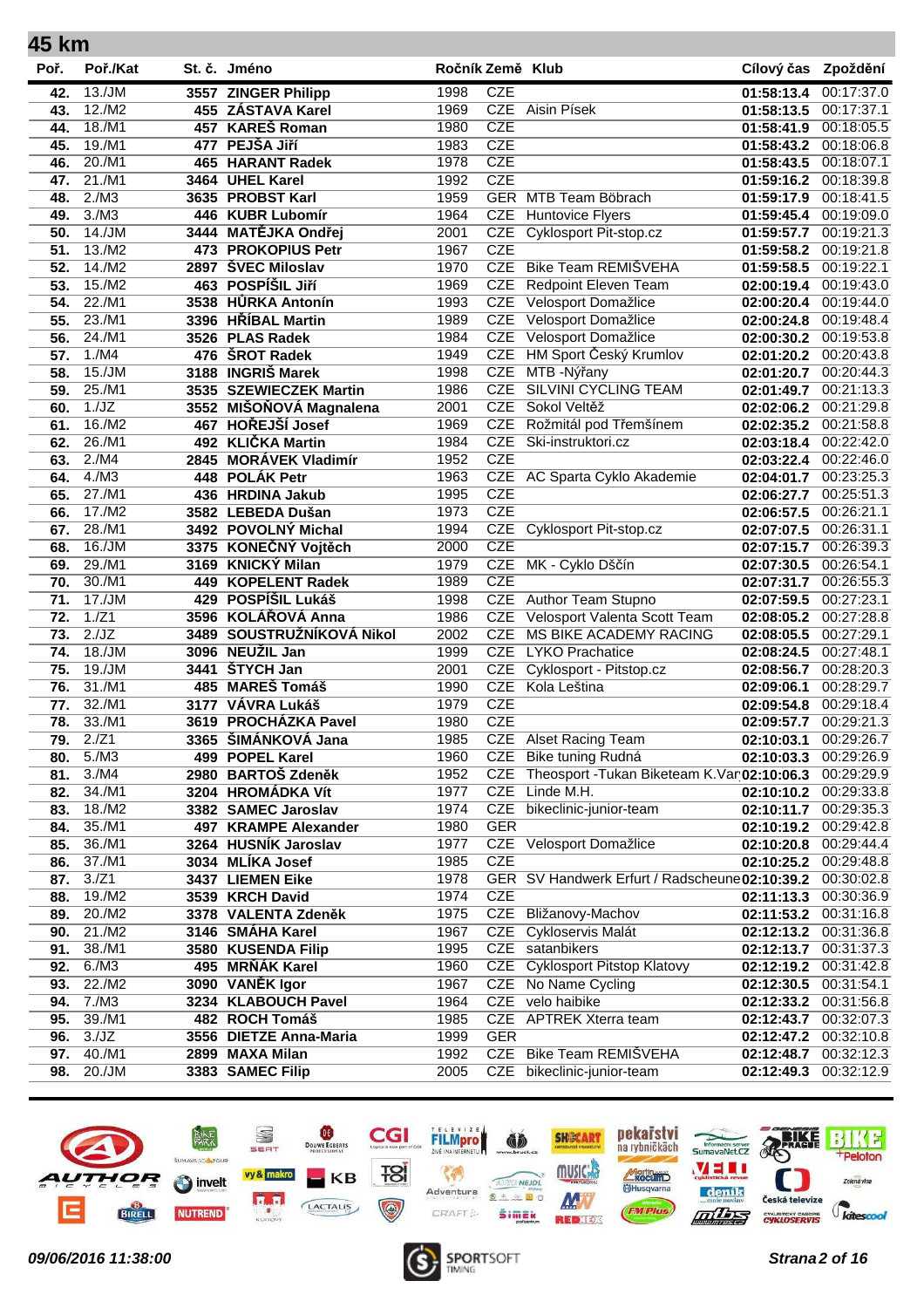## 45 km

| Poř. | Poř./Kat | St. č. | Jméno | Ročník | Země | Klub | Cílový čas | Zpoždění |
|---|---|---|---|---|---|---|---|---|
| 42. | 13./JM | 3557 | ZINGER Philipp | 1998 | CZE | | 01:58:13.4 | 00:17:37.0 |
| 43. | 12./M2 | 455 | ZÁSTAVA Karel | 1969 | CZE | Aisin Písek | 01:58:13.5 | 00:17:37.1 |
| 44. | 18./M1 | 457 | KAREŠ Roman | 1980 | CZE | | 01:58:41.9 | 00:18:05.5 |
| 45. | 19./M1 | 477 | PEJŠA Jiří | 1983 | CZE | | 01:58:43.2 | 00:18:06.8 |
| 46. | 20./M1 | 465 | HARANT Radek | 1978 | CZE | | 01:58:43.5 | 00:18:07.1 |
| 47. | 21./M1 | 3464 | UHEL Karel | 1992 | CZE | | 01:59:16.2 | 00:18:39.8 |
| 48. | 2./M3 | 3635 | PROBST Karl | 1959 | GER | MTB Team Böbrach | 01:59:17.9 | 00:18:41.5 |
| 49. | 3./M3 | 446 | KUBR Lubomír | 1964 | CZE | Huntovice Flyers | 01:59:45.4 | 00:19:09.0 |
| 50. | 14./JM | 3444 | MATĚJKA Ondřej | 2001 | CZE | Cyklosport Pit-stop.cz | 01:59:57.7 | 00:19:21.3 |
| 51. | 13./M2 | 473 | PROKOPIUS Petr | 1967 | CZE | | 01:59:58.2 | 00:19:21.8 |
| 52. | 14./M2 | 2897 | ŠVEC Miloslav | 1970 | CZE | Bike Team REMIŠVEHA | 01:59:58.5 | 00:19:22.1 |
| 53. | 15./M2 | 463 | POSPÍŠIL Jiří | 1969 | CZE | Redpoint Eleven Team | 02:00:19.4 | 00:19:43.0 |
| 54. | 22./M1 | 3538 | HŮRKA Antonín | 1993 | CZE | Velosport Domažlice | 02:00:20.4 | 00:19:44.0 |
| 55. | 23./M1 | 3396 | HŘÍBAL Martin | 1989 | CZE | Velosport Domažlice | 02:00:24.8 | 00:19:48.4 |
| 56. | 24./M1 | 3526 | PLAS Radek | 1984 | CZE | Velosport Domažlice | 02:00:30.2 | 00:19:53.8 |
| 57. | 1./M4 | 476 | ŠROT Radek | 1949 | CZE | HM Sport Český Krumlov | 02:01:20.2 | 00:20:43.8 |
| 58. | 15./JM | 3188 | INGRIŠ Marek | 1998 | CZE | MTB -Nýřany | 02:01:20.7 | 00:20:44.3 |
| 59. | 25./M1 | 3535 | SZEWIECZEK Martin | 1986 | CZE | SILVINI CYCLING TEAM | 02:01:49.7 | 00:21:13.3 |
| 60. | 1./JZ | 3552 | MIŠOŇOVÁ Magnalena | 2001 | CZE | Sokol Veltěž | 02:02:06.2 | 00:21:29.8 |
| 61. | 16./M2 | 467 | HOŘEJŠÍ Josef | 1969 | CZE | Rožmitál pod Třemšínem | 02:02:35.2 | 00:21:58.8 |
| 62. | 26./M1 | 492 | KLIČKA Martin | 1984 | CZE | Ski-instruktori.cz | 02:03:18.4 | 00:22:42.0 |
| 63. | 2./M4 | 2845 | MORÁVEK Vladimír | 1952 | CZE | | 02:03:22.4 | 00:22:46.0 |
| 64. | 4./M3 | 448 | POLÁK Petr | 1963 | CZE | AC Sparta Cyklo Akademie | 02:04:01.7 | 00:23:25.3 |
| 65. | 27./M1 | 436 | HRDINA Jakub | 1995 | CZE | | 02:06:27.7 | 00:25:51.3 |
| 66. | 17./M2 | 3582 | LEBEDA Dušan | 1973 | CZE | | 02:06:57.5 | 00:26:21.1 |
| 67. | 28./M1 | 3492 | POVOLNÝ Michal | 1994 | CZE | Cyklosport Pit-stop.cz | 02:07:07.5 | 00:26:31.1 |
| 68. | 16./JM | 3375 | KONEČNÝ Vojtěch | 2000 | CZE | | 02:07:15.7 | 00:26:39.3 |
| 69. | 29./M1 | 3169 | KNICKÝ Milan | 1979 | CZE | MK - Cyklo Dščín | 02:07:30.5 | 00:26:54.1 |
| 70. | 30./M1 | 449 | KOPELENT Radek | 1989 | CZE | | 02:07:31.7 | 00:26:55.3 |
| 71. | 17./JM | 429 | POSPÍŠIL Lukáš | 1998 | CZE | Author Team Stupno | 02:07:59.5 | 00:27:23.1 |
| 72. | 1./Z1 | 3596 | KOLÁŘOVÁ Anna | 1986 | CZE | Velosport Valenta Scott Team | 02:08:05.2 | 00:27:28.8 |
| 73. | 2./JZ | 3489 | SOUSTRUŽNÍKOVÁ Nikol | 2002 | CZE | MS BIKE ACADEMY RACING | 02:08:05.5 | 00:27:29.1 |
| 74. | 18./JM | 3096 | NEUŽIL Jan | 1999 | CZE | LYKO Prachatice | 02:08:24.5 | 00:27:48.1 |
| 75. | 19./JM | 3441 | ŠTYCH Jan | 2001 | CZE | Cyklosport - Pitstop.cz | 02:08:56.7 | 00:28:20.3 |
| 76. | 31./M1 | 485 | MAREŠ Tomáš | 1990 | CZE | Kola Leština | 02:09:06.1 | 00:28:29.7 |
| 77. | 32./M1 | 3177 | VÁVRA Lukáš | 1979 | CZE | | 02:09:54.8 | 00:29:18.4 |
| 78. | 33./M1 | 3619 | PROCHÁZKA Pavel | 1980 | CZE | | 02:09:57.7 | 00:29:21.3 |
| 79. | 2./Z1 | 3365 | ŠIMÁNKOVÁ Jana | 1985 | CZE | Alset Racing Team | 02:10:03.1 | 00:29:26.7 |
| 80. | 5./M3 | 499 | POPEL Karel | 1960 | CZE | Bike tuning Rudná | 02:10:03.3 | 00:29:26.9 |
| 81. | 3./M4 | 2980 | BARTOŠ Zdeněk | 1952 | CZE | Theosport -Tukan Biketeam K.Var | 02:10:06.3 | 00:29:29.9 |
| 82. | 34./M1 | 3204 | HROMÁDKA Vít | 1977 | CZE | Linde M.H. | 02:10:10.2 | 00:29:33.8 |
| 83. | 18./M2 | 3382 | SAMEC Jaroslav | 1974 | CZE | bikeclinic-junior-team | 02:10:11.7 | 00:29:35.3 |
| 84. | 35./M1 | 497 | KRAMPE Alexander | 1980 | GER | | 02:10:19.2 | 00:29:42.8 |
| 85. | 36./M1 | 3264 | HUSNÍK Jaroslav | 1977 | CZE | Velosport Domažlice | 02:10:20.8 | 00:29:44.4 |
| 86. | 37./M1 | 3034 | MLÍKA Josef | 1985 | CZE | | 02:10:25.2 | 00:29:48.8 |
| 87. | 3./Z1 | 3437 | LIEMEN Eike | 1978 | GER | SV Handwerk Erfurt / Radscheune | 02:10:39.2 | 00:30:02.8 |
| 88. | 19./M2 | 3539 | KRCH David | 1974 | CZE | | 02:11:13.3 | 00:30:36.9 |
| 89. | 20./M2 | 3378 | VALENTA Zdeněk | 1975 | CZE | Bližanovy-Machov | 02:11:53.2 | 00:31:16.8 |
| 90. | 21./M2 | 3146 | SMÁHA Karel | 1967 | CZE | Cykloservis Malát | 02:12:13.2 | 00:31:36.8 |
| 91. | 38./M1 | 3580 | KUSENDA Filip | 1995 | CZE | satanbikers | 02:12:13.7 | 00:31:37.3 |
| 92. | 6./M3 | 495 | MRŇÁK Karel | 1960 | CZE | Cyklosport Pitstop Klatovy | 02:12:19.2 | 00:31:42.8 |
| 93. | 22./M2 | 3090 | VANĚK Igor | 1967 | CZE | No Name Cycling | 02:12:30.5 | 00:31:54.1 |
| 94. | 7./M3 | 3234 | KLABOUCH Pavel | 1964 | CZE | velo haibike | 02:12:33.2 | 00:31:56.8 |
| 95. | 39./M1 | 482 | ROCH Tomáš | 1985 | CZE | APTREK Xterra team | 02:12:43.7 | 00:32:07.3 |
| 96. | 3./JZ | 3556 | DIETZE Anna-Maria | 1999 | GER | | 02:12:47.2 | 00:32:10.8 |
| 97. | 40./M1 | 2899 | MAXA Milan | 1992 | CZE | Bike Team REMIŠVEHA | 02:12:48.7 | 00:32:12.3 |
| 98. | 20./JM | 3383 | SAMEC Filip | 2005 | CZE | bikeclinic-junior-team | 02:12:49.3 | 00:32:12.9 |

09/06/2016 11:38:00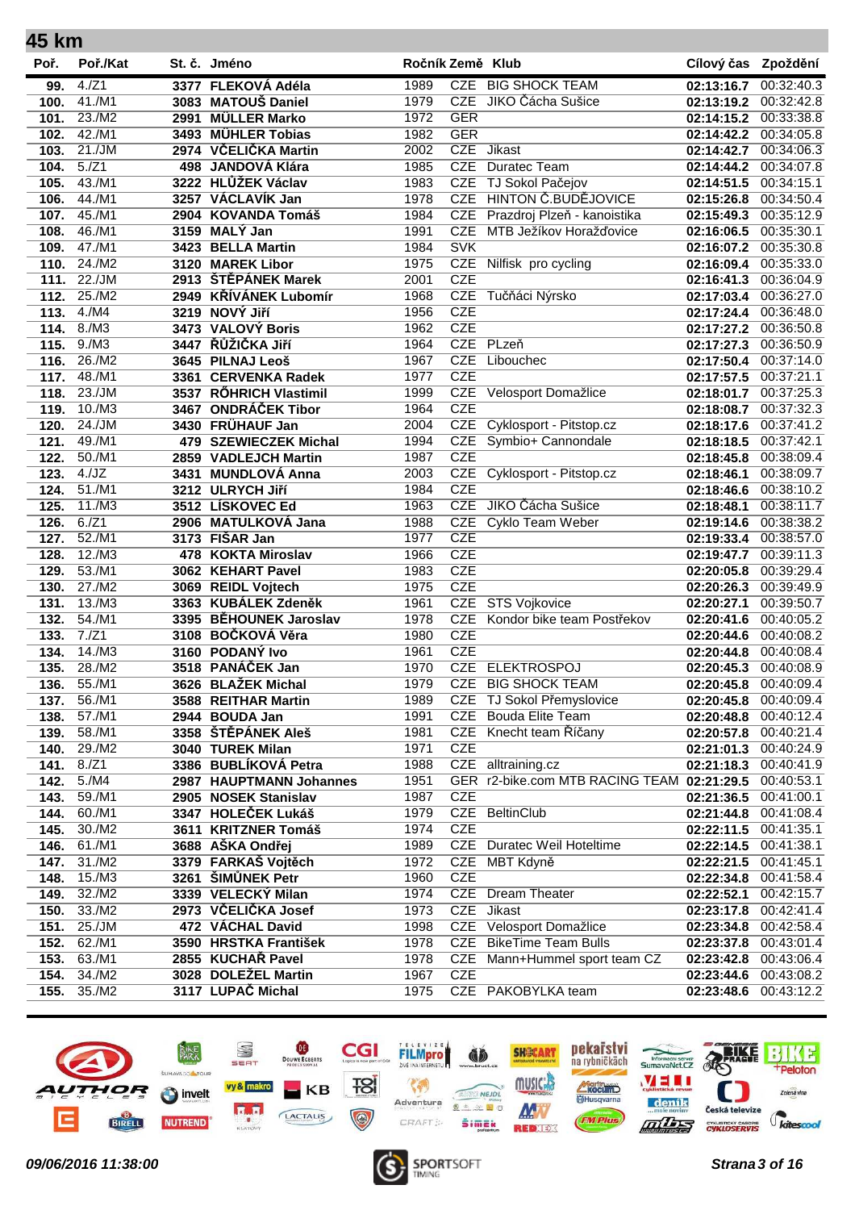## 45 km

| Poř. | Poř./Kat | St. č. | Jméno | Ročník | Země | Klub | Cílový čas | Zpoždění |
|---|---|---|---|---|---|---|---|---|
| 99. | 4./Z1 | 3377 | FLEKOVÁ Adéla | 1989 | CZE | BIG SHOCK TEAM | 02:13:16.7 | 00:32:40.3 |
| 100. | 41./M1 | 3083 | MATOUŠ Daniel | 1979 | CZE | JIKO Čácha Sušice | 02:13:19.2 | 00:32:42.8 |
| 101. | 23./M2 | 2991 | MÜLLER Marko | 1972 | GER | | 02:14:15.2 | 00:33:38.8 |
| 102. | 42./M1 | 3493 | MÜHLER Tobias | 1982 | GER | | 02:14:42.2 | 00:34:05.8 |
| 103. | 21./JM | 2974 | VČELIČKA Martin | 2002 | CZE | Jikast | 02:14:42.7 | 00:34:06.3 |
| 104. | 5./Z1 | 498 | JANDOVÁ Klára | 1985 | CZE | Duratec Team | 02:14:44.2 | 00:34:07.8 |
| 105. | 43./M1 | 3222 | HLŮŽEK Václav | 1983 | CZE | TJ Sokol Pačejov | 02:14:51.5 | 00:34:15.1 |
| 106. | 44./M1 | 3257 | VÁCLAVÍK Jan | 1978 | CZE | HINTON Č.BUDĚJOVICE | 02:15:26.8 | 00:34:50.4 |
| 107. | 45./M1 | 2904 | KOVANDA Tomáš | 1984 | CZE | Prazdroj Plzeň - kanoistika | 02:15:49.3 | 00:35:12.9 |
| 108. | 46./M1 | 3159 | MALÝ Jan | 1991 | CZE | MTB Ježíkov Horažďovice | 02:16:06.5 | 00:35:30.1 |
| 109. | 47./M1 | 3423 | BELLA Martin | 1984 | SVK | | 02:16:07.2 | 00:35:30.8 |
| 110. | 24./M2 | 3120 | MAREK Libor | 1975 | CZE | Nilfisk pro cycling | 02:16:09.4 | 00:35:33.0 |
| 111. | 22./JM | 2913 | ŠTĚPÁNEK Marek | 2001 | CZE | | 02:16:41.3 | 00:36:04.9 |
| 112. | 25./M2 | 2949 | KŘÍVÁNEK Lubomír | 1968 | CZE | Tučňáci Nýrsko | 02:17:03.4 | 00:36:27.0 |
| 113. | 4./M4 | 3219 | NOVÝ Jiří | 1956 | CZE | | 02:17:24.4 | 00:36:48.0 |
| 114. | 8./M3 | 3473 | VALOVÝ Boris | 1962 | CZE | | 02:17:27.2 | 00:36:50.8 |
| 115. | 9./M3 | 3447 | RŮŽIČKA Jiří | 1964 | CZE | PLzeň | 02:17:27.3 | 00:36:50.9 |
| 116. | 26./M2 | 3645 | PILNAJ Leoš | 1967 | CZE | Libouchec | 02:17:50.4 | 00:37:14.0 |
| 117. | 48./M1 | 3361 | CERVENKA Radek | 1977 | CZE | | 02:17:57.5 | 00:37:21.1 |
| 118. | 23./JM | 3537 | RŐHRICH Vlastimil | 1999 | CZE | Velosport Domažlice | 02:18:01.7 | 00:37:25.3 |
| 119. | 10./M3 | 3467 | ONDRÁČEK Tibor | 1964 | CZE | | 02:18:08.7 | 00:37:32.3 |
| 120. | 24./JM | 3430 | FRÜHAUF Jan | 2004 | CZE | Cyklosport - Pitstop.cz | 02:18:17.6 | 00:37:41.2 |
| 121. | 49./M1 | 479 | SZEWIECZEK Michal | 1994 | CZE | Symbio+ Cannondale | 02:18:18.5 | 00:37:42.1 |
| 122. | 50./M1 | 2859 | VADLEJCH Martin | 1987 | CZE | | 02:18:45.8 | 00:38:09.4 |
| 123. | 4./JZ | 3431 | MUNDLOVÁ Anna | 2003 | CZE | Cyklosport - Pitstop.cz | 02:18:46.1 | 00:38:09.7 |
| 124. | 51./M1 | 3212 | ULRYCH Jiří | 1984 | CZE | | 02:18:46.6 | 00:38:10.2 |
| 125. | 11./M3 | 3512 | LÍSKOVEC Ed | 1963 | CZE | JIKO Čácha Sušice | 02:18:48.1 | 00:38:11.7 |
| 126. | 6./Z1 | 2906 | MATULKOVÁ Jana | 1988 | CZE | Cyklo Team Weber | 02:19:14.6 | 00:38:38.2 |
| 127. | 52./M1 | 3173 | FIŠAR Jan | 1977 | CZE | | 02:19:33.4 | 00:38:57.0 |
| 128. | 12./M3 | 478 | KOKTA Miroslav | 1966 | CZE | | 02:19:47.7 | 00:39:11.3 |
| 129. | 53./M1 | 3062 | KEHART Pavel | 1983 | CZE | | 02:20:05.8 | 00:39:29.4 |
| 130. | 27./M2 | 3069 | REIDL Vojtech | 1975 | CZE | | 02:20:26.3 | 00:39:49.9 |
| 131. | 13./M3 | 3363 | KUBÁLEK Zdeněk | 1961 | CZE | STS Vojkovice | 02:20:27.1 | 00:39:50.7 |
| 132. | 54./M1 | 3395 | BĚHOUNEK Jaroslav | 1978 | CZE | Kondor bike team Postřekov | 02:20:41.6 | 00:40:05.2 |
| 133. | 7./Z1 | 3108 | BOČKOVÁ Věra | 1980 | CZE | | 02:20:44.6 | 00:40:08.2 |
| 134. | 14./M3 | 3160 | PODANÝ Ivo | 1961 | CZE | | 02:20:44.8 | 00:40:08.4 |
| 135. | 28./M2 | 3518 | PANÁČEK Jan | 1970 | CZE | ELEKTROSPOJ | 02:20:45.3 | 00:40:08.9 |
| 136. | 55./M1 | 3626 | BLAŽEK Michal | 1979 | CZE | BIG SHOCK TEAM | 02:20:45.8 | 00:40:09.4 |
| 137. | 56./M1 | 3588 | REITHAR Martin | 1989 | CZE | TJ Sokol Přemyslovice | 02:20:45.8 | 00:40:09.4 |
| 138. | 57./M1 | 2944 | BOUDA Jan | 1991 | CZE | Bouda Elite Team | 02:20:48.8 | 00:40:12.4 |
| 139. | 58./M1 | 3358 | ŠTĚPÁNEK Aleš | 1981 | CZE | Knecht team Říčany | 02:20:57.8 | 00:40:21.4 |
| 140. | 29./M2 | 3040 | TUREK Milan | 1971 | CZE | | 02:21:01.3 | 00:40:24.9 |
| 141. | 8./Z1 | 3386 | BUBLÍKOVÁ Petra | 1988 | CZE | alltraining.cz | 02:21:18.3 | 00:40:41.9 |
| 142. | 5./M4 | 2987 | HAUPTMANN Johannes | 1951 | GER | r2-bike.com MTB RACING TEAM | 02:21:29.5 | 00:40:53.1 |
| 143. | 59./M1 | 2905 | NOSEK Stanislav | 1987 | CZE | | 02:21:36.5 | 00:41:00.1 |
| 144. | 60./M1 | 3347 | HOLEČEK Lukáš | 1979 | CZE | BeltinClub | 02:21:44.8 | 00:41:08.4 |
| 145. | 30./M2 | 3611 | KRITZNER Tomáš | 1974 | CZE | | 02:22:11.5 | 00:41:35.1 |
| 146. | 61./M1 | 3688 | AŠKA Ondřej | 1989 | CZE | Duratec Weil Hoteltime | 02:22:14.5 | 00:41:38.1 |
| 147. | 31./M2 | 3379 | FARKAŠ Vojtěch | 1972 | CZE | MBT Kdyně | 02:22:21.5 | 00:41:45.1 |
| 148. | 15./M3 | 3261 | ŠIMŮNEK Petr | 1960 | CZE | | 02:22:34.8 | 00:41:58.4 |
| 149. | 32./M2 | 3339 | VELECKÝ Milan | 1974 | CZE | Dream Theater | 02:22:52.1 | 00:42:15.7 |
| 150. | 33./M2 | 2973 | VČELIČKA Josef | 1973 | CZE | Jikast | 02:23:17.8 | 00:42:41.4 |
| 151. | 25./JM | 472 | VÁCHAL David | 1998 | CZE | Velosport Domažlice | 02:23:34.8 | 00:42:58.4 |
| 152. | 62./M1 | 3590 | HRSTKA František | 1978 | CZE | BikeTime Team Bulls | 02:23:37.8 | 00:43:01.4 |
| 153. | 63./M1 | 2855 | KUCHAŘ Pavel | 1978 | CZE | Mann+Hummel sport team CZ | 02:23:42.8 | 00:43:06.4 |
| 154. | 34./M2 | 3028 | DOLEŽEL Martin | 1967 | CZE | | 02:23:44.6 | 00:43:08.2 |
| 155. | 35./M2 | 3117 | LUPAČ Michal | 1975 | CZE | PAKOBYLKA team | 02:23:48.6 | 00:43:12.2 |

*09/06/2016 11:38:00*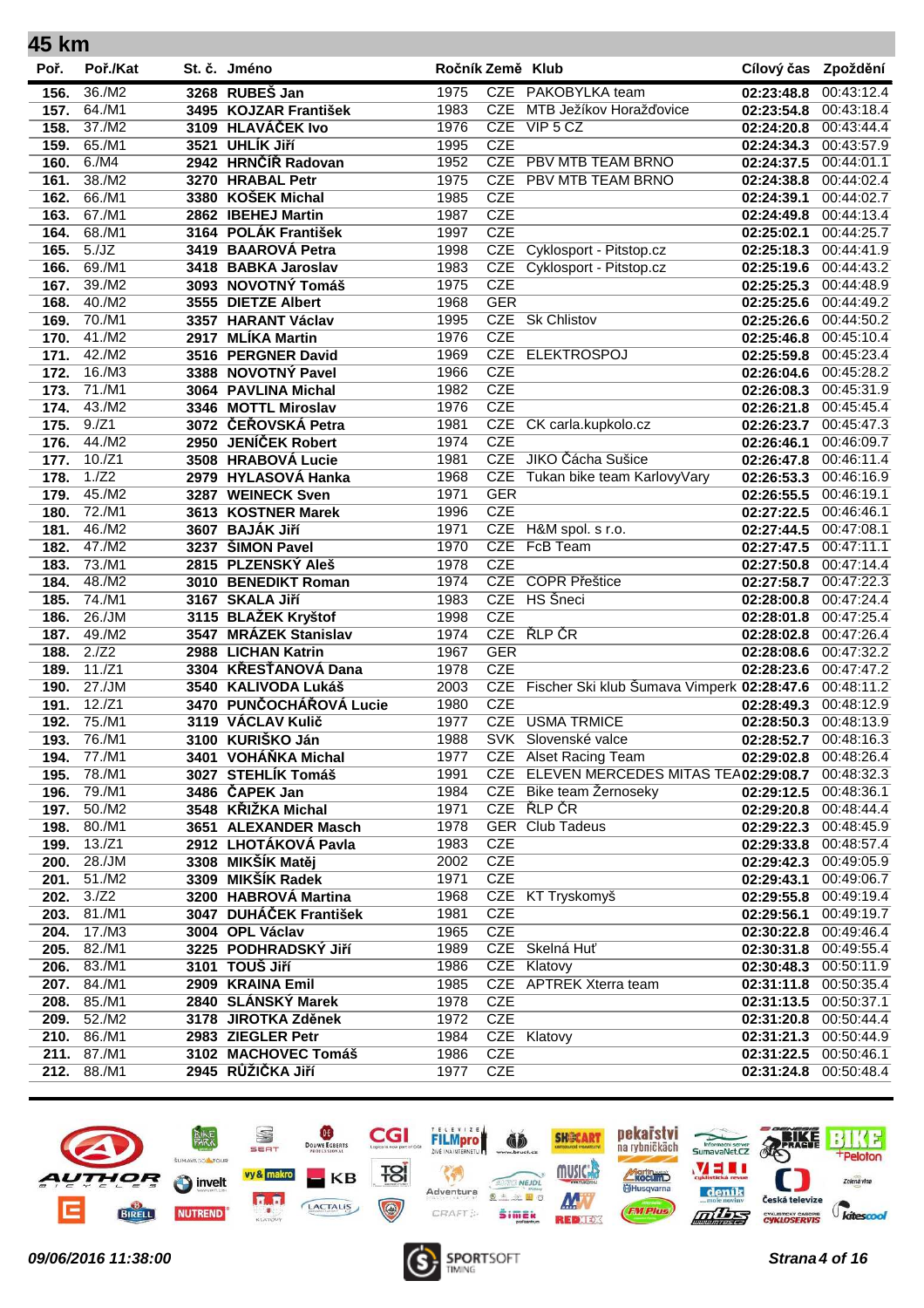## 45 km

| Poř. | Poř./Kat | St. č. | Jméno | Ročník | Země | Klub | Cílový čas | Zpoždění |
|---|---|---|---|---|---|---|---|---|
| 156. | 36./M2 | 3268 | RUBEŠ Jan | 1975 | CZE | PAKOBYLKA team | 02:23:48.8 | 00:43:12.4 |
| 157. | 64./M1 | 3495 | KOJZAR František | 1983 | CZE | MTB Ježíkov Horažďovice | 02:23:54.8 | 00:43:18.4 |
| 158. | 37./M2 | 3109 | HLAVÁČEK Ivo | 1976 | CZE | VIP 5 CZ | 02:24:20.8 | 00:43:44.4 |
| 159. | 65./M1 | 3521 | UHLÍK Jiří | 1995 | CZE | | 02:24:34.3 | 00:43:57.9 |
| 160. | 6./M4 | 2942 | HRNČÍŘ Radovan | 1952 | CZE | PBV MTB TEAM BRNO | 02:24:37.5 | 00:44:01.1 |
| 161. | 38./M2 | 3270 | HRABAL Petr | 1975 | CZE | PBV MTB TEAM BRNO | 02:24:38.8 | 00:44:02.4 |
| 162. | 66./M1 | 3380 | KOŠEK Michal | 1985 | CZE | | 02:24:39.1 | 00:44:02.7 |
| 163. | 67./M1 | 2862 | IBEHEJ Martin | 1987 | CZE | | 02:24:49.8 | 00:44:13.4 |
| 164. | 68./M1 | 3164 | POLÁK František | 1997 | CZE | | 02:25:02.1 | 00:44:25.7 |
| 165. | 5./JZ | 3419 | BAAROVÁ Petra | 1998 | CZE | Cyklosport - Pitstop.cz | 02:25:18.3 | 00:44:41.9 |
| 166. | 69./M1 | 3418 | BABKA Jaroslav | 1983 | CZE | Cyklosport - Pitstop.cz | 02:25:19.6 | 00:44:43.2 |
| 167. | 39./M2 | 3093 | NOVOTNÝ Tomáš | 1975 | CZE | | 02:25:25.3 | 00:44:48.9 |
| 168. | 40./M2 | 3555 | DIETZE Albert | 1968 | GER | | 02:25:25.6 | 00:44:49.2 |
| 169. | 70./M1 | 3357 | HARANT Václav | 1995 | CZE | Sk Chlistov | 02:25:26.6 | 00:44:50.2 |
| 170. | 41./M2 | 2917 | MLÍKA Martin | 1976 | CZE | | 02:25:46.8 | 00:45:10.4 |
| 171. | 42./M2 | 3516 | PERGNER David | 1969 | CZE | ELEKTROSPOJ | 02:25:59.8 | 00:45:23.4 |
| 172. | 16./M3 | 3388 | NOVOTNÝ Pavel | 1966 | CZE | | 02:26:04.6 | 00:45:28.2 |
| 173. | 71./M1 | 3064 | PAVLINA Michal | 1982 | CZE | | 02:26:08.3 | 00:45:31.9 |
| 174. | 43./M2 | 3346 | MOTTL Miroslav | 1976 | CZE | | 02:26:21.8 | 00:45:45.4 |
| 175. | 9./Z1 | 3072 | ČEŘOVSKÁ Petra | 1981 | CZE | CK carla.kupkolo.cz | 02:26:23.7 | 00:45:47.3 |
| 176. | 44./M2 | 2950 | JENÍČEK Robert | 1974 | CZE | | 02:26:46.1 | 00:46:09.7 |
| 177. | 10./Z1 | 3508 | HRABOVÁ Lucie | 1981 | CZE | JIKO Čácha Sušice | 02:26:47.8 | 00:46:11.4 |
| 178. | 1./Z2 | 2979 | HYLASOVÁ Hanka | 1968 | CZE | Tukan bike team KarlovyVary | 02:26:53.3 | 00:46:16.9 |
| 179. | 45./M2 | 3287 | WEINECK Sven | 1971 | GER | | 02:26:55.5 | 00:46:19.1 |
| 180. | 72./M1 | 3613 | KOSTNER Marek | 1996 | CZE | | 02:27:22.5 | 00:46:46.1 |
| 181. | 46./M2 | 3607 | BAJÁK Jiří | 1971 | CZE | H&M spol. s r.o. | 02:27:44.5 | 00:47:08.1 |
| 182. | 47./M2 | 3237 | ŠIMON Pavel | 1970 | CZE | FcB Team | 02:27:47.5 | 00:47:11.1 |
| 183. | 73./M1 | 2815 | PLZENSKÝ Aleš | 1978 | CZE | | 02:27:50.8 | 00:47:14.4 |
| 184. | 48./M2 | 3010 | BENEDIKT Roman | 1974 | CZE | COPR Přeštice | 02:27:58.7 | 00:47:22.3 |
| 185. | 74./M1 | 3167 | SKALA Jiří | 1983 | CZE | HS Šneci | 02:28:00.8 | 00:47:24.4 |
| 186. | 26./JM | 3115 | BLAŽEK Kryštof | 1998 | CZE | | 02:28:01.8 | 00:47:25.4 |
| 187. | 49./M2 | 3547 | MRÁZEK Stanislav | 1974 | CZE | ŘLP ČR | 02:28:02.8 | 00:47:26.4 |
| 188. | 2./Z2 | 2988 | LICHAN Katrin | 1967 | GER | | 02:28:08.6 | 00:47:32.2 |
| 189. | 11./Z1 | 3304 | KŘESŤANOVÁ Dana | 1978 | CZE | | 02:28:23.6 | 00:47:47.2 |
| 190. | 27./JM | 3540 | KALIVODA Lukáš | 2003 | CZE | Fischer Ski klub Šumava Vimperk | 02:28:47.6 | 00:48:11.2 |
| 191. | 12./Z1 | 3470 | PUNČOCHÁŘOVÁ Lucie | 1980 | CZE | | 02:28:49.3 | 00:48:12.9 |
| 192. | 75./M1 | 3119 | VÁCLAV Kulič | 1977 | CZE | USMA TRMICE | 02:28:50.3 | 00:48:13.9 |
| 193. | 76./M1 | 3100 | KURIŠKO Ján | 1988 | SVK | Slovenské valce | 02:28:52.7 | 00:48:16.3 |
| 194. | 77./M1 | 3401 | VOHÁŇKA Michal | 1977 | CZE | Alset Racing Team | 02:29:02.8 | 00:48:26.4 |
| 195. | 78./M1 | 3027 | STEHLÍK Tomáš | 1991 | CZE | ELEVEN MERCEDES MITAS TEA | 02:29:08.7 | 00:48:32.3 |
| 196. | 79./M1 | 3486 | ČAPEK Jan | 1984 | CZE | Bike team Žernoseky | 02:29:12.5 | 00:48:36.1 |
| 197. | 50./M2 | 3548 | KŘIŽKA Michal | 1971 | CZE | ŘLP ČR | 02:29:20.8 | 00:48:44.4 |
| 198. | 80./M1 | 3651 | ALEXANDER Masch | 1978 | GER | Club Tadeus | 02:29:22.3 | 00:48:45.9 |
| 199. | 13./Z1 | 2912 | LHOTÁKOVÁ Pavla | 1983 | CZE | | 02:29:33.8 | 00:48:57.4 |
| 200. | 28./JM | 3308 | MIKŠÍK Matěj | 2002 | CZE | | 02:29:42.3 | 00:49:05.9 |
| 201. | 51./M2 | 3309 | MIKŠÍK Radek | 1971 | CZE | | 02:29:43.1 | 00:49:06.7 |
| 202. | 3./Z2 | 3200 | HABROVÁ Martina | 1968 | CZE | KT Tryskomyš | 02:29:55.8 | 00:49:19.4 |
| 203. | 81./M1 | 3047 | DUHÁČEK František | 1981 | CZE | | 02:29:56.1 | 00:49:19.7 |
| 204. | 17./M3 | 3004 | OPL Václav | 1965 | CZE | | 02:30:22.8 | 00:49:46.4 |
| 205. | 82./M1 | 3225 | PODHRADSKÝ Jiří | 1989 | CZE | Skelná Huť | 02:30:31.8 | 00:49:55.4 |
| 206. | 83./M1 | 3101 | TOUŠ Jiří | 1986 | CZE | Klatovy | 02:30:48.3 | 00:50:11.9 |
| 207. | 84./M1 | 2909 | KRAINA Emil | 1985 | CZE | APTREK Xterra team | 02:31:11.8 | 00:50:35.4 |
| 208. | 85./M1 | 2840 | SLÁNSKÝ Marek | 1978 | CZE | | 02:31:13.5 | 00:50:37.1 |
| 209. | 52./M2 | 3178 | JIROTKA Zděnek | 1972 | CZE | | 02:31:20.8 | 00:50:44.4 |
| 210. | 86./M1 | 2983 | ZIEGLER Petr | 1984 | CZE | Klatovy | 02:31:21.3 | 00:50:44.9 |
| 211. | 87./M1 | 3102 | MACHOVEC Tomáš | 1986 | CZE | | 02:31:22.5 | 00:50:46.1 |
| 212. | 88./M1 | 2945 | RŮŽIČKA Jiří | 1977 | CZE | | 02:31:24.8 | 00:50:48.4 |

*09/06/2016 11:38:00*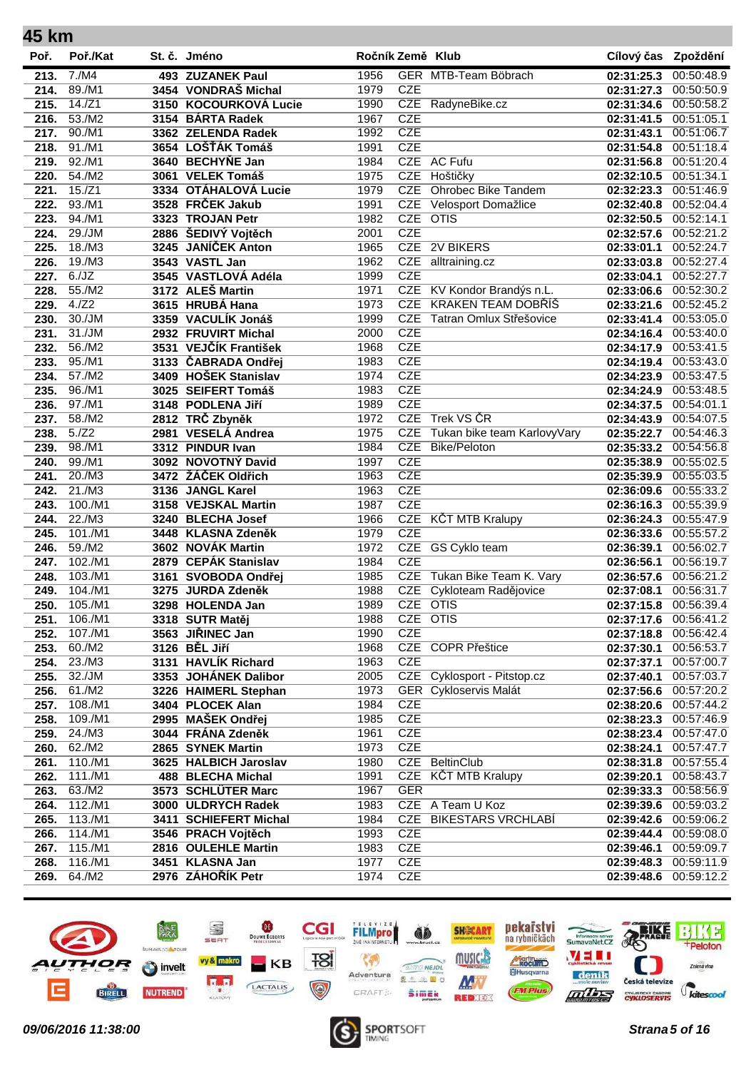## 45 km

| Poř. | Poř./Kat | St. č. | Jméno | Ročník | Země | Klub | Cílový čas | Zpoždění |
|---|---|---|---|---|---|---|---|---|
| 213. | 7./M4 | 493 | ZUZANEK Paul | 1956 | GER | MTB-Team Böbrach | 02:31:25.3 | 00:50:48.9 |
| 214. | 89./M1 | 3454 | VONDRAŠ Michal | 1979 | CZE | | 02:31:27.3 | 00:50:50.9 |
| 215. | 14./Z1 | 3150 | KOCOURKOVÁ Lucie | 1990 | CZE | RadyneBike.cz | 02:31:34.6 | 00:50:58.2 |
| 216. | 53./M2 | 3154 | BÁRTA Radek | 1967 | CZE | | 02:31:41.5 | 00:51:05.1 |
| 217. | 90./M1 | 3362 | ZELENDA Radek | 1992 | CZE | | 02:31:43.1 | 00:51:06.7 |
| 218. | 91./M1 | 3654 | LOŠŤÁK Tomáš | 1991 | CZE | | 02:31:54.8 | 00:51:18.4 |
| 219. | 92./M1 | 3640 | BECHYŇE Jan | 1984 | CZE | AC Fufu | 02:31:56.8 | 00:51:20.4 |
| 220. | 54./M2 | 3061 | VELEK Tomáš | 1975 | CZE | Hoštičky | 02:32:10.5 | 00:51:34.1 |
| 221. | 15./Z1 | 3334 | OTÁHALOVÁ Lucie | 1979 | CZE | Ohrobec Bike Tandem | 02:32:23.3 | 00:51:46.9 |
| 222. | 93./M1 | 3528 | FRČEK Jakub | 1991 | CZE | Velosport Domažlice | 02:32:40.8 | 00:52:04.4 |
| 223. | 94./M1 | 3323 | TROJAN Petr | 1982 | CZE | OTIS | 02:32:50.5 | 00:52:14.1 |
| 224. | 29./JM | 2886 | ŠEDIVÝ Vojtěch | 2001 | CZE | | 02:32:57.6 | 00:52:21.2 |
| 225. | 18./M3 | 3245 | JANÍČEK Anton | 1965 | CZE | 2V BIKERS | 02:33:01.1 | 00:52:24.7 |
| 226. | 19./M3 | 3543 | VASTL Jan | 1962 | CZE | alltraining.cz | 02:33:03.8 | 00:52:27.4 |
| 227. | 6./JZ | 3545 | VASTLOVÁ Adéla | 1999 | CZE | | 02:33:04.1 | 00:52:27.7 |
| 228. | 55./M2 | 3172 | ALEŠ Martin | 1971 | CZE | KV Kondor Brandýs n.L. | 02:33:06.6 | 00:52:30.2 |
| 229. | 4./Z2 | 3615 | HRUBÁ Hana | 1973 | CZE | KRAKEN TEAM DOBŘÍŠ | 02:33:21.6 | 00:52:45.2 |
| 230. | 30./JM | 3359 | VACULÍK Jonáš | 1999 | CZE | Tatran Omlux Střešovice | 02:33:41.4 | 00:53:05.0 |
| 231. | 31./JM | 2932 | FRUVIRT Michal | 2000 | CZE | | 02:34:16.4 | 00:53:40.0 |
| 232. | 56./M2 | 3531 | VEJČÍK František | 1968 | CZE | | 02:34:17.9 | 00:53:41.5 |
| 233. | 95./M1 | 3133 | ČABRADA Ondřej | 1983 | CZE | | 02:34:19.4 | 00:53:43.0 |
| 234. | 57./M2 | 3409 | HOŠEK Stanislav | 1974 | CZE | | 02:34:23.9 | 00:53:47.5 |
| 235. | 96./M1 | 3025 | SEIFERT Tomáš | 1983 | CZE | | 02:34:24.9 | 00:53:48.5 |
| 236. | 97./M1 | 3148 | PODLENA Jiří | 1989 | CZE | | 02:34:37.5 | 00:54:01.1 |
| 237. | 58./M2 | 2812 | TRČ Zbyněk | 1972 | CZE | Trek VS ČR | 02:34:43.9 | 00:54:07.5 |
| 238. | 5./Z2 | 2981 | VESELÁ Andrea | 1975 | CZE | Tukan bike team KarlovyVary | 02:35:22.7 | 00:54:46.3 |
| 239. | 98./M1 | 3312 | PINDUR Ivan | 1984 | CZE | Bike/Peloton | 02:35:33.2 | 00:54:56.8 |
| 240. | 99./M1 | 3092 | NOVOTNÝ David | 1997 | CZE | | 02:35:38.9 | 00:55:02.5 |
| 241. | 20./M3 | 3472 | ŽÁČEK Oldřich | 1963 | CZE | | 02:35:39.9 | 00:55:03.5 |
| 242. | 21./M3 | 3136 | JANGL Karel | 1963 | CZE | | 02:36:09.6 | 00:55:33.2 |
| 243. | 100./M1 | 3158 | VEJSKAL Martin | 1987 | CZE | | 02:36:16.3 | 00:55:39.9 |
| 244. | 22./M3 | 3240 | BLECHA Josef | 1966 | CZE | KČT MTB Kralupy | 02:36:24.3 | 00:55:47.9 |
| 245. | 101./M1 | 3448 | KLASNA Zdeněk | 1979 | CZE | | 02:36:33.6 | 00:55:57.2 |
| 246. | 59./M2 | 3602 | NOVÁK Martin | 1972 | CZE | GS Cyklo team | 02:36:39.1 | 00:56:02.7 |
| 247. | 102./M1 | 2879 | CEPÁK Stanislav | 1984 | CZE | | 02:36:56.1 | 00:56:19.7 |
| 248. | 103./M1 | 3161 | SVOBODA Ondřej | 1985 | CZE | Tukan Bike Team K. Vary | 02:36:57.6 | 00:56:21.2 |
| 249. | 104./M1 | 3275 | JURDA Zdeněk | 1988 | CZE | Cykloteam Radějovice | 02:37:08.1 | 00:56:31.7 |
| 250. | 105./M1 | 3298 | HOLENDA Jan | 1989 | CZE | OTIS | 02:37:15.8 | 00:56:39.4 |
| 251. | 106./M1 | 3318 | SUTR Matěj | 1988 | CZE | OTIS | 02:37:17.6 | 00:56:41.2 |
| 252. | 107./M1 | 3563 | JIŘINEC Jan | 1990 | CZE | | 02:37:18.8 | 00:56:42.4 |
| 253. | 60./M2 | 3126 | BĚL Jiří | 1968 | CZE | COPR Přeštice | 02:37:30.1 | 00:56:53.7 |
| 254. | 23./M3 | 3131 | HAVLÍK Richard | 1963 | CZE | | 02:37:37.1 | 00:57:00.7 |
| 255. | 32./JM | 3353 | JOHÁNEK Dalibor | 2005 | CZE | Cyklosport - Pitstop.cz | 02:37:40.1 | 00:57:03.7 |
| 256. | 61./M2 | 3226 | HAIMERL Stephan | 1973 | GER | Cykloservis Malát | 02:37:56.6 | 00:57:20.2 |
| 257. | 108./M1 | 3404 | PLOCEK Alan | 1984 | CZE | | 02:38:20.6 | 00:57:44.2 |
| 258. | 109./M1 | 2995 | MAŠEK Ondřej | 1985 | CZE | | 02:38:23.3 | 00:57:46.9 |
| 259. | 24./M3 | 3044 | FRÁNA Zdeněk | 1961 | CZE | | 02:38:23.4 | 00:57:47.0 |
| 260. | 62./M2 | 2865 | SYNEK Martin | 1973 | CZE | | 02:38:24.1 | 00:57:47.7 |
| 261. | 110./M1 | 3625 | HALBICH Jaroslav | 1980 | CZE | BeltinClub | 02:38:31.8 | 00:57:55.4 |
| 262. | 111./M1 | 488 | BLECHA Michal | 1991 | CZE | KČT MTB Kralupy | 02:39:20.1 | 00:58:43.7 |
| 263. | 63./M2 | 3573 | SCHLÜTER Marc | 1967 | GER | | 02:39:33.3 | 00:58:56.9 |
| 264. | 112./M1 | 3000 | ULDRYCH Radek | 1983 | CZE | A Team U Koz | 02:39:39.6 | 00:59:03.2 |
| 265. | 113./M1 | 3411 | SCHIEFERT Michal | 1984 | CZE | BIKESTARS VRCHLABÍ | 02:39:42.6 | 00:59:06.2 |
| 266. | 114./M1 | 3546 | PRACH Vojtěch | 1993 | CZE | | 02:39:44.4 | 00:59:08.0 |
| 267. | 115./M1 | 2816 | OULEHLE Martin | 1983 | CZE | | 02:39:46.1 | 00:59:09.7 |
| 268. | 116./M1 | 3451 | KLASNA Jan | 1977 | CZE | | 02:39:48.3 | 00:59:11.9 |
| 269. | 64./M2 | 2976 | ZÁHOŘÍK Petr | 1974 | CZE | | 02:39:48.6 | 00:59:12.2 |

*09/06/2016 11:38:00*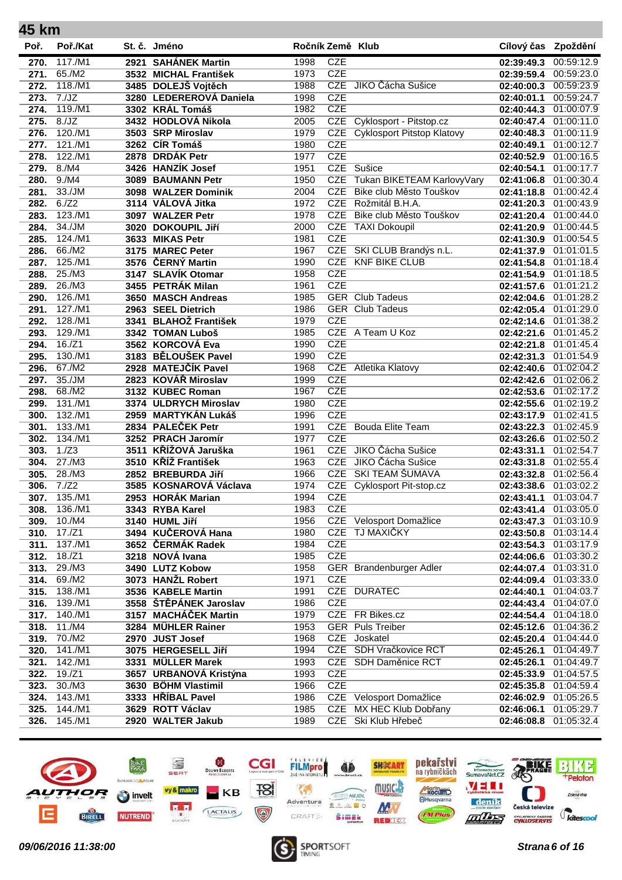# 45 km

| Poř. | Poř./Kat | St. č. | Jméno | Ročník | Země | Klub | Cílový čas | Zpoždění |
|---|---|---|---|---|---|---|---|---|
| 270. | 117./M1 | 2921 | SAHÁNEK Martin | 1998 | CZE | | 02:39:49.3 | 00:59:12.9 |
| 271. | 65./M2 | 3532 | MICHAL František | 1973 | CZE | | 02:39:59.4 | 00:59:23.0 |
| 272. | 118./M1 | 3485 | DOLEJŠ Vojtěch | 1988 | CZE | JIKO Čácha Sušice | 02:40:00.3 | 00:59:23.9 |
| 273. | 7./JZ | 3280 | LEDEREROVÁ Daniela | 1998 | CZE | | 02:40:01.1 | 00:59:24.7 |
| 274. | 119./M1 | 3302 | KRÁL Tomáš | 1982 | CZE | | 02:40:44.3 | 01:00:07.9 |
| 275. | 8./JZ | 3432 | HODLOVÁ Nikola | 2005 | CZE | Cyklosport - Pitstop.cz | 02:40:47.4 | 01:00:11.0 |
| 276. | 120./M1 | 3503 | SRP Miroslav | 1979 | CZE | Cyklosport Pitstop Klatovy | 02:40:48.3 | 01:00:11.9 |
| 277. | 121./M1 | 3262 | CÍR Tomáš | 1980 | CZE | | 02:40:49.1 | 01:00:12.7 |
| 278. | 122./M1 | 2878 | DRDÁK Petr | 1977 | CZE | | 02:40:52.9 | 01:00:16.5 |
| 279. | 8./M4 | 3426 | HANZÍK Josef | 1951 | CZE | Sušice | 02:40:54.1 | 01:00:17.7 |
| 280. | 9./M4 | 3089 | BAUMANN Petr | 1950 | CZE | Tukan BIKETEAM KarlovyVary | 02:41:06.8 | 01:00:30.4 |
| 281. | 33./JM | 3098 | WALZER Dominik | 2004 | CZE | Bike club Město Touškov | 02:41:18.8 | 01:00:42.4 |
| 282. | 6./Z2 | 3114 | VÁLOVÁ Jitka | 1972 | CZE | Rožmitál B.H.A. | 02:41:20.3 | 01:00:43.9 |
| 283. | 123./M1 | 3097 | WALZER Petr | 1978 | CZE | Bike club Město Touškov | 02:41:20.4 | 01:00:44.0 |
| 284. | 34./JM | 3020 | DOKOUPIL Jiří | 2000 | CZE | TAXI Dokoupil | 02:41:20.9 | 01:00:44.5 |
| 285. | 124./M1 | 3633 | MIKAS Petr | 1981 | CZE | | 02:41:30.9 | 01:00:54.5 |
| 286. | 66./M2 | 3175 | MAREC Peter | 1967 | CZE | SKI CLUB Brandýs n.L. | 02:41:37.9 | 01:01:01.5 |
| 287. | 125./M1 | 3576 | ČERNÝ Martin | 1990 | CZE | KNF BIKE CLUB | 02:41:54.8 | 01:01:18.4 |
| 288. | 25./M3 | 3147 | SLAVÍK Otomar | 1958 | CZE | | 02:41:54.9 | 01:01:18.5 |
| 289. | 26./M3 | 3455 | PETRÁK Milan | 1961 | CZE | | 02:41:57.6 | 01:01:21.2 |
| 290. | 126./M1 | 3650 | MASCH Andreas | 1985 | GER | Club Tadeus | 02:42:04.6 | 01:01:28.2 |
| 291. | 127./M1 | 2963 | SEEL Dietrich | 1986 | GER | Club Tadeus | 02:42:05.4 | 01:01:29.0 |
| 292. | 128./M1 | 3341 | BLAHOŽ František | 1979 | CZE | | 02:42:14.6 | 01:01:38.2 |
| 293. | 129./M1 | 3342 | TOMAN Luboš | 1985 | CZE | A Team U Koz | 02:42:21.6 | 01:01:45.2 |
| 294. | 16./Z1 | 3562 | KORCOVÁ Eva | 1990 | CZE | | 02:42:21.8 | 01:01:45.4 |
| 295. | 130./M1 | 3183 | BĚLOUŠEK Pavel | 1990 | CZE | | 02:42:31.3 | 01:01:54.9 |
| 296. | 67./M2 | 2928 | MATEJČÍK Pavel | 1968 | CZE | Atletika Klatovy | 02:42:40.6 | 01:02:04.2 |
| 297. | 35./JM | 2823 | KOVÁŘ Miroslav | 1999 | CZE | | 02:42:42.6 | 01:02:06.2 |
| 298. | 68./M2 | 3132 | KUBEC Roman | 1967 | CZE | | 02:42:53.6 | 01:02:17.2 |
| 299. | 131./M1 | 3374 | ULDRYCH Miroslav | 1980 | CZE | | 02:42:55.6 | 01:02:19.2 |
| 300. | 132./M1 | 2959 | MARTYKÁN Lukáš | 1996 | CZE | | 02:43:17.9 | 01:02:41.5 |
| 301. | 133./M1 | 2834 | PALEČEK Petr | 1991 | CZE | Bouda Elite Team | 02:43:22.3 | 01:02:45.9 |
| 302. | 134./M1 | 3252 | PRACH Jaromír | 1977 | CZE | | 02:43:26.6 | 01:02:50.2 |
| 303. | 1./Z3 | 3511 | KŘÍŽOVÁ Jaruška | 1961 | CZE | JIKO Čácha Sušice | 02:43:31.1 | 01:02:54.7 |
| 304. | 27./M3 | 3510 | KŘÍŽ František | 1963 | CZE | JIKO Čácha Sušice | 02:43:31.8 | 01:02:55.4 |
| 305. | 28./M3 | 2852 | BREBURDA Jiří | 1966 | CZE | SKI TEAM ŠUMAVA | 02:43:32.8 | 01:02:56.4 |
| 306. | 7./Z2 | 3585 | KOSNAROVÁ Václava | 1974 | CZE | Cyklosport Pit-stop.cz | 02:43:38.6 | 01:03:02.2 |
| 307. | 135./M1 | 2953 | HORÁK Marian | 1994 | CZE | | 02:43:41.1 | 01:03:04.7 |
| 308. | 136./M1 | 3343 | RYBA Karel | 1983 | CZE | | 02:43:41.4 | 01:03:05.0 |
| 309. | 10./M4 | 3140 | HUML Jiří | 1956 | CZE | Velosport Domažlice | 02:43:47.3 | 01:03:10.9 |
| 310. | 17./Z1 | 3494 | KUČEROVÁ Hana | 1980 | CZE | TJ MAXIČKY | 02:43:50.8 | 01:03:14.4 |
| 311. | 137./M1 | 3652 | ČERMÁK Radek | 1984 | CZE | | 02:43:54.3 | 01:03:17.9 |
| 312. | 18./Z1 | 3218 | NOVÁ Ivana | 1985 | CZE | | 02:44:06.6 | 01:03:30.2 |
| 313. | 29./M3 | 3490 | LUTZ Kobow | 1958 | GER | Brandenburger Adler | 02:44:07.4 | 01:03:31.0 |
| 314. | 69./M2 | 3073 | HANŽL Robert | 1971 | CZE | | 02:44:09.4 | 01:03:33.0 |
| 315. | 138./M1 | 3536 | KABELE Martin | 1991 | CZE | DURATEC | 02:44:40.1 | 01:04:03.7 |
| 316. | 139./M1 | 3558 | ŠTĚPÁNEK Jaroslav | 1986 | CZE | | 02:44:43.4 | 01:04:07.0 |
| 317. | 140./M1 | 3157 | MACHÁČEK Martin | 1979 | CZE | FR Bikes.cz | 02:44:54.4 | 01:04:18.0 |
| 318. | 11./M4 | 3284 | MÜHLER Rainer | 1953 | GER | Puls Treiber | 02:45:12.6 | 01:04:36.2 |
| 319. | 70./M2 | 2970 | JUST Josef | 1968 | CZE | Joskatel | 02:45:20.4 | 01:04:44.0 |
| 320. | 141./M1 | 3075 | HERGESELL Jiří | 1994 | CZE | SDH Vračkovice RCT | 02:45:26.1 | 01:04:49.7 |
| 321. | 142./M1 | 3331 | MÜLLER Marek | 1993 | CZE | SDH Daměnice RCT | 02:45:26.1 | 01:04:49.7 |
| 322. | 19./Z1 | 3657 | URBANOVÁ Kristýna | 1993 | CZE | | 02:45:33.9 | 01:04:57.5 |
| 323. | 30./M3 | 3630 | BÖHM Vlastimil | 1966 | CZE | | 02:45:35.8 | 01:04:59.4 |
| 324. | 143./M1 | 3333 | HŘÍBAL Pavel | 1986 | CZE | Velosport Domažlice | 02:46:02.9 | 01:05:26.5 |
| 325. | 144./M1 | 3629 | ROTT Václav | 1985 | CZE | MX HEC Klub Dobřany | 02:46:06.1 | 01:05:29.7 |
| 326. | 145./M1 | 2920 | WALTER Jakub | 1989 | CZE | Ski Klub Hřebeč | 02:46:08.8 | 01:05:32.4 |

*09/06/2016 11:38:00*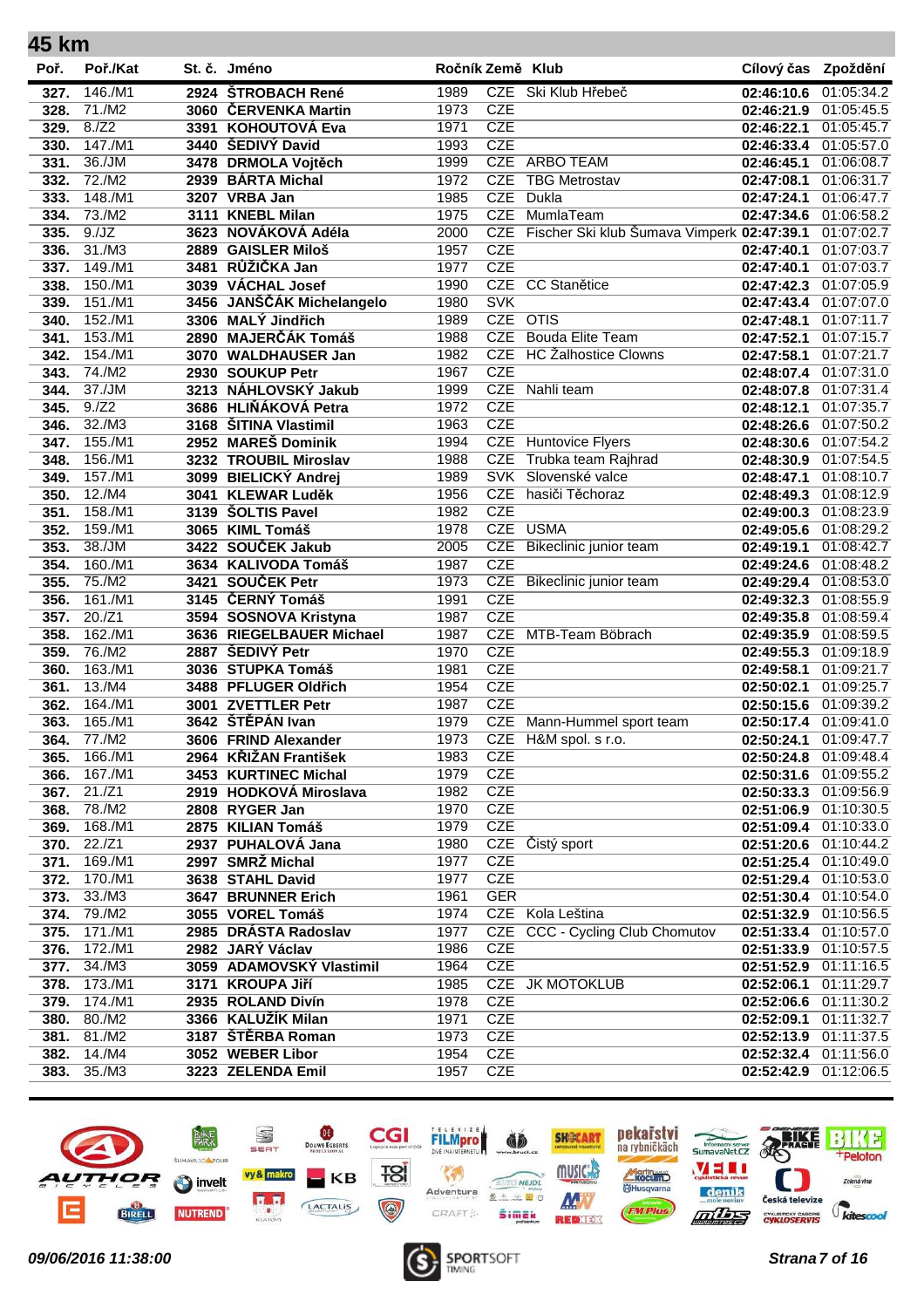## 45 km

| Poř. | Poř./Kat | St. č. | Jméno | Ročník | Země | Klub | Cílový čas | Zpoždění |
|---|---|---|---|---|---|---|---|---|
| 327. | 146./M1 | 2924 | ŠTROBACH René | 1989 | CZE | Ski Klub Hřebeč | 02:46:10.6 | 01:05:34.2 |
| 328. | 71./M2 | 3060 | ČERVENKA Martin | 1973 | CZE | | 02:46:21.9 | 01:05:45.5 |
| 329. | 8./Z2 | 3391 | KOHOUTOVÁ Eva | 1971 | CZE | | 02:46:22.1 | 01:05:45.7 |
| 330. | 147./M1 | 3440 | ŠEDIVÝ David | 1993 | CZE | | 02:46:33.4 | 01:05:57.0 |
| 331. | 36./JM | 3478 | DRMOLA Vojtěch | 1999 | CZE | ARBO TEAM | 02:46:45.1 | 01:06:08.7 |
| 332. | 72./M2 | 2939 | BÁRTA Michal | 1972 | CZE | TBG Metrostav | 02:47:08.1 | 01:06:31.7 |
| 333. | 148./M1 | 3207 | VRBA Jan | 1985 | CZE | Dukla | 02:47:24.1 | 01:06:47.7 |
| 334. | 73./M2 | 3111 | KNEBL Milan | 1975 | CZE | MumlaTeam | 02:47:34.6 | 01:06:58.2 |
| 335. | 9./JZ | 3623 | NOVÁKOVÁ Adéla | 2000 | CZE | Fischer Ski klub Šumava Vimperk | 02:47:39.1 | 01:07:02.7 |
| 336. | 31./M3 | 2889 | GAISLER Miloš | 1957 | CZE | | 02:47:40.1 | 01:07:03.7 |
| 337. | 149./M1 | 3481 | RŮŽIČKA Jan | 1977 | CZE | | 02:47:40.1 | 01:07:03.7 |
| 338. | 150./M1 | 3039 | VÁCHAL Josef | 1990 | CZE | CC Stanětice | 02:47:42.3 | 01:07:05.9 |
| 339. | 151./M1 | 3456 | JANŠČÁK Michelangelo | 1980 | SVK | | 02:47:43.4 | 01:07:07.0 |
| 340. | 152./M1 | 3306 | MALÝ Jindřich | 1989 | CZE | OTIS | 02:47:48.1 | 01:07:11.7 |
| 341. | 153./M1 | 2890 | MAJERČÁK Tomáš | 1988 | CZE | Bouda Elite Team | 02:47:52.1 | 01:07:15.7 |
| 342. | 154./M1 | 3070 | WALDHAUSER Jan | 1982 | CZE | HC Žalhostice Clowns | 02:47:58.1 | 01:07:21.7 |
| 343. | 74./M2 | 2930 | SOUKUP Petr | 1967 | CZE | | 02:48:07.4 | 01:07:31.0 |
| 344. | 37./JM | 3213 | NÁHLOVSKÝ Jakub | 1999 | CZE | Nahli team | 02:48:07.8 | 01:07:31.4 |
| 345. | 9./Z2 | 3686 | HLIŇÁKOVÁ Petra | 1972 | CZE | | 02:48:12.1 | 01:07:35.7 |
| 346. | 32./M3 | 3168 | ŠITINA Vlastimil | 1963 | CZE | | 02:48:26.6 | 01:07:50.2 |
| 347. | 155./M1 | 2952 | MAREŠ Dominik | 1994 | CZE | Huntovice Flyers | 02:48:30.6 | 01:07:54.2 |
| 348. | 156./M1 | 3232 | TROUBIL Miroslav | 1988 | CZE | Trubka team Rajhrad | 02:48:30.9 | 01:07:54.5 |
| 349. | 157./M1 | 3099 | BIELICKÝ Andrej | 1989 | SVK | Slovenské valce | 02:48:47.1 | 01:08:10.7 |
| 350. | 12./M4 | 3041 | KLEWAR Luděk | 1956 | CZE | hasiči Těchoraz | 02:48:49.3 | 01:08:12.9 |
| 351. | 158./M1 | 3139 | ŠOLTIS Pavel | 1982 | CZE | | 02:49:00.3 | 01:08:23.9 |
| 352. | 159./M1 | 3065 | KIML Tomáš | 1978 | CZE | USMA | 02:49:05.6 | 01:08:29.2 |
| 353. | 38./JM | 3422 | SOUČEK Jakub | 2005 | CZE | Bikeclinic junior team | 02:49:19.1 | 01:08:42.7 |
| 354. | 160./M1 | 3634 | KALIVODA Tomáš | 1987 | CZE | | 02:49:24.6 | 01:08:48.2 |
| 355. | 75./M2 | 3421 | SOUČEK Petr | 1973 | CZE | Bikeclinic junior team | 02:49:29.4 | 01:08:53.0 |
| 356. | 161./M1 | 3145 | ČERNÝ Tomáš | 1991 | CZE | | 02:49:32.3 | 01:08:55.9 |
| 357. | 20./Z1 | 3594 | SOSNOVA Kristyna | 1987 | CZE | | 02:49:35.8 | 01:08:59.4 |
| 358. | 162./M1 | 3636 | RIEGELBAUER Michael | 1987 | CZE | MTB-Team Böbrach | 02:49:35.9 | 01:08:59.5 |
| 359. | 76./M2 | 2887 | ŠEDIVÝ Petr | 1970 | CZE | | 02:49:55.3 | 01:09:18.9 |
| 360. | 163./M1 | 3036 | STUPKA Tomáš | 1981 | CZE | | 02:49:58.1 | 01:09:21.7 |
| 361. | 13./M4 | 3488 | PFLUGER Oldřich | 1954 | CZE | | 02:50:02.1 | 01:09:25.7 |
| 362. | 164./M1 | 3001 | ZVETTLER Petr | 1987 | CZE | | 02:50:15.6 | 01:09:39.2 |
| 363. | 165./M1 | 3642 | ŠTĚPÁN Ivan | 1979 | CZE | Mann-Hummel sport team | 02:50:17.4 | 01:09:41.0 |
| 364. | 77./M2 | 3606 | FRIND Alexander | 1973 | CZE | H&M spol. s r.o. | 02:50:24.1 | 01:09:47.7 |
| 365. | 166./M1 | 2964 | KŘIŽAN František | 1983 | CZE | | 02:50:24.8 | 01:09:48.4 |
| 366. | 167./M1 | 3453 | KURTINEC Michal | 1979 | CZE | | 02:50:31.6 | 01:09:55.2 |
| 367. | 21./Z1 | 2919 | HODKOVÁ Miroslava | 1982 | CZE | | 02:50:33.3 | 01:09:56.9 |
| 368. | 78./M2 | 2808 | RYGER Jan | 1970 | CZE | | 02:51:06.9 | 01:10:30.5 |
| 369. | 168./M1 | 2875 | KILIAN Tomáš | 1979 | CZE | | 02:51:09.4 | 01:10:33.0 |
| 370. | 22./Z1 | 2937 | PUHALOVÁ Jana | 1980 | CZE | Čistý sport | 02:51:20.6 | 01:10:44.2 |
| 371. | 169./M1 | 2997 | SMRŽ Michal | 1977 | CZE | | 02:51:25.4 | 01:10:49.0 |
| 372. | 170./M1 | 3638 | STAHL David | 1977 | CZE | | 02:51:29.4 | 01:10:53.0 |
| 373. | 33./M3 | 3647 | BRUNNER Erich | 1961 | GER | | 02:51:30.4 | 01:10:54.0 |
| 374. | 79./M2 | 3055 | VOREL Tomáš | 1974 | CZE | Kola Leština | 02:51:32.9 | 01:10:56.5 |
| 375. | 171./M1 | 2985 | DRÁSTA Radoslav | 1977 | CZE | CCC - Cycling Club Chomutov | 02:51:33.4 | 01:10:57.0 |
| 376. | 172./M1 | 2982 | JARÝ Václav | 1986 | CZE | | 02:51:33.9 | 01:10:57.5 |
| 377. | 34./M3 | 3059 | ADAMOVSKÝ Vlastimil | 1964 | CZE | | 02:51:52.9 | 01:11:16.5 |
| 378. | 173./M1 | 3171 | KROUPA Jiří | 1985 | CZE | JK MOTOKLUB | 02:52:06.1 | 01:11:29.7 |
| 379. | 174./M1 | 2935 | ROLAND Divín | 1978 | CZE | | 02:52:06.6 | 01:11:30.2 |
| 380. | 80./M2 | 3366 | KALUŽÍK Milan | 1971 | CZE | | 02:52:09.1 | 01:11:32.7 |
| 381. | 81./M2 | 3187 | ŠTĚRBA Roman | 1973 | CZE | | 02:52:13.9 | 01:11:37.5 |
| 382. | 14./M4 | 3052 | WEBER Libor | 1954 | CZE | | 02:52:32.4 | 01:11:56.0 |
| 383. | 35./M3 | 3223 | ZELENDA Emil | 1957 | CZE | | 02:52:42.9 | 01:12:06.5 |

*09/06/2016 11:38:00*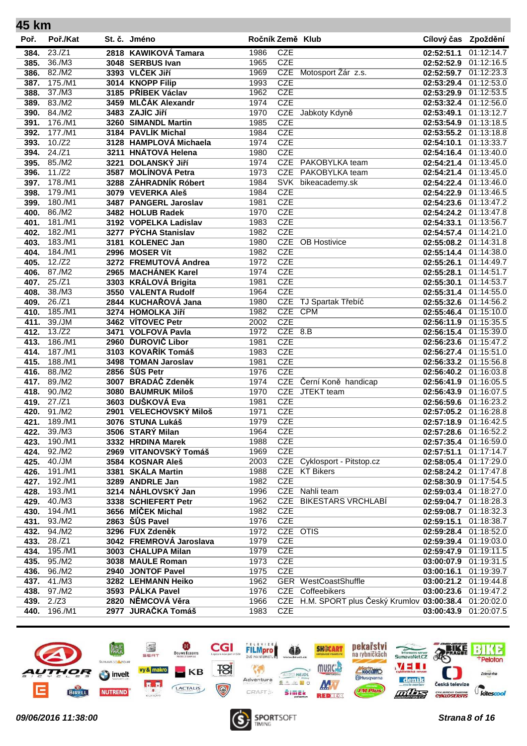## 45 km

| Poř. | Poř./Kat | St. č. | Jméno | Ročník | Země | Klub | Cílový čas | Zpoždění |
|---|---|---|---|---|---|---|---|---|
| 384. | 23./Z1 | 2818 | KAWIKOVÁ Tamara | 1986 | CZE | | 02:52:51.1 | 01:12:14.7 |
| 385. | 36./M3 | 3048 | SERBUS Ivan | 1965 | CZE | | 02:52:52.9 | 01:12:16.5 |
| 386. | 82./M2 | 3393 | VLČEK Jiří | 1969 | CZE | Motosport Žár z.s. | 02:52:59.7 | 01:12:23.3 |
| 387. | 175./M1 | 3014 | KNOPP Filip | 1993 | CZE | | 02:53:29.4 | 01:12:53.0 |
| 388. | 37./M3 | 3185 | PŘÍBEK Václav | 1962 | CZE | | 02:53:29.9 | 01:12:53.5 |
| 389. | 83./M2 | 3459 | MLČÁK Alexandr | 1974 | CZE | | 02:53:32.4 | 01:12:56.0 |
| 390. | 84./M2 | 3483 | ZAJÍC Jiří | 1970 | CZE | Jabkoty Kdyně | 02:53:49.1 | 01:13:12.7 |
| 391. | 176./M1 | 3260 | SIMANDL Martin | 1985 | CZE | | 02:53:54.9 | 01:13:18.5 |
| 392. | 177./M1 | 3184 | PAVLÍK Michal | 1984 | CZE | | 02:53:55.2 | 01:13:18.8 |
| 393. | 10./Z2 | 3128 | HAMPLOVÁ Michaela | 1974 | CZE | | 02:54:10.1 | 01:13:33.7 |
| 394. | 24./Z1 | 3211 | HNÁTOVÁ Helena | 1980 | CZE | | 02:54:16.4 | 01:13:40.0 |
| 395. | 85./M2 | 3221 | DOLANSKÝ Jiří | 1974 | CZE | PAKOBYLKA team | 02:54:21.4 | 01:13:45.0 |
| 396. | 11./Z2 | 3587 | MOLÍNOVÁ Petra | 1973 | CZE | PAKOBYLKA team | 02:54:21.4 | 01:13:45.0 |
| 397. | 178./M1 | 3288 | ZÁHRADNÍK Róbert | 1984 | SVK | bikeacademy.sk | 02:54:22.4 | 01:13:46.0 |
| 398. | 179./M1 | 3079 | VEVERKA Aleš | 1984 | CZE | | 02:54:22.9 | 01:13:46.5 |
| 399. | 180./M1 | 3487 | PANGERL Jaroslav | 1981 | CZE | | 02:54:23.6 | 01:13:47.2 |
| 400. | 86./M2 | 3482 | HOLUB Radek | 1970 | CZE | | 02:54:24.2 | 01:13:47.8 |
| 401. | 181./M1 | 3192 | VOPELKA Ladislav | 1983 | CZE | | 02:54:33.1 | 01:13:56.7 |
| 402. | 182./M1 | 3277 | PÝCHA Stanislav | 1982 | CZE | | 02:54:57.4 | 01:14:21.0 |
| 403. | 183./M1 | 3181 | KOLENEC Jan | 1980 | CZE | OB Hostivice | 02:55:08.2 | 01:14:31.8 |
| 404. | 184./M1 | 2996 | MOSER Vít | 1982 | CZE | | 02:55:14.4 | 01:14:38.0 |
| 405. | 12./Z2 | 3272 | FREMUTOVÁ Andrea | 1972 | CZE | | 02:55:26.1 | 01:14:49.7 |
| 406. | 87./M2 | 2965 | MACHÁNEK Karel | 1974 | CZE | | 02:55:28.1 | 01:14:51.7 |
| 407. | 25./Z1 | 3303 | KRÁLOVÁ Brigita | 1981 | CZE | | 02:55:30.1 | 01:14:53.7 |
| 408. | 38./M3 | 3550 | VALENTA Rudolf | 1964 | CZE | | 02:55:31.4 | 01:14:55.0 |
| 409. | 26./Z1 | 2844 | KUCHAŘOVÁ Jana | 1980 | CZE | TJ Spartak Třebíč | 02:55:32.6 | 01:14:56.2 |
| 410. | 185./M1 | 3274 | HOMOLKA Jiří | 1982 | CZE | CPM | 02:55:46.4 | 01:15:10.0 |
| 411. | 39./JM | 3462 | VÍTOVEC Petr | 2002 | CZE | | 02:56:11.9 | 01:15:35.5 |
| 412. | 13./Z2 | 3471 | VOLFOVÁ Pavla | 1972 | CZE | 8.B | 02:56:15.4 | 01:15:39.0 |
| 413. | 186./M1 | 2960 | ĎUROVIČ Libor | 1981 | CZE | | 02:56:23.6 | 01:15:47.2 |
| 414. | 187./M1 | 3103 | KOVAŘÍK Tomáš | 1983 | CZE | | 02:56:27.4 | 01:15:51.0 |
| 415. | 188./M1 | 3498 | TOMAN Jaroslav | 1981 | CZE | | 02:56:33.2 | 01:15:56.8 |
| 416. | 88./M2 | 2856 | ŠŮS Petr | 1976 | CZE | | 02:56:40.2 | 01:16:03.8 |
| 417. | 89./M2 | 3007 | BRADÁČ Zdeněk | 1974 | CZE | Černí Koně handicap | 02:56:41.9 | 01:16:05.5 |
| 418. | 90./M2 | 3080 | BAUMRUK Miloš | 1970 | CZE | JTEKT team | 02:56:43.9 | 01:16:07.5 |
| 419. | 27./Z1 | 3603 | DUŠKOVÁ Eva | 1981 | CZE | | 02:56:59.6 | 01:16:23.2 |
| 420. | 91./M2 | 2901 | VELECHOVSKÝ Miloš | 1971 | CZE | | 02:57:05.2 | 01:16:28.8 |
| 421. | 189./M1 | 3076 | STUNA Lukáš | 1979 | CZE | | 02:57:18.9 | 01:16:42.5 |
| 422. | 39./M3 | 3506 | STARÝ Milan | 1964 | CZE | | 02:57:28.6 | 01:16:52.2 |
| 423. | 190./M1 | 3332 | HRDINA Marek | 1988 | CZE | | 02:57:35.4 | 01:16:59.0 |
| 424. | 92./M2 | 2969 | VITANOVSKÝ Tomáš | 1969 | CZE | | 02:57:51.1 | 01:17:14.7 |
| 425. | 40./JM | 3584 | KOSNAR Aleš | 2003 | CZE | Cyklosport - Pitstop.cz | 02:58:05.4 | 01:17:29.0 |
| 426. | 191./M1 | 3381 | SKÁLA Martin | 1988 | CZE | KT Bikers | 02:58:24.2 | 01:17:47.8 |
| 427. | 192./M1 | 3289 | ANDRLE Jan | 1982 | CZE | | 02:58:30.9 | 01:17:54.5 |
| 428. | 193./M1 | 3214 | NÁHLOVSKÝ Jan | 1996 | CZE | Nahli team | 02:59:03.4 | 01:18:27.0 |
| 429. | 40./M3 | 3338 | SCHIEFERT Petr | 1962 | CZE | BIKESTARS VRCHLABÍ | 02:59:04.7 | 01:18:28.3 |
| 430. | 194./M1 | 3656 | MÍČEK Michal | 1982 | CZE | | 02:59:08.7 | 01:18:32.3 |
| 431. | 93./M2 | 2863 | ŠŮS Pavel | 1976 | CZE | | 02:59:15.1 | 01:18:38.7 |
| 432. | 94./M2 | 3296 | FUX Zdeněk | 1972 | CZE | OTIS | 02:59:28.4 | 01:18:52.0 |
| 433. | 28./Z1 | 3042 | FREMROVÁ Jaroslava | 1979 | CZE | | 02:59:39.4 | 01:19:03.0 |
| 434. | 195./M1 | 3003 | CHALUPA Milan | 1979 | CZE | | 02:59:47.9 | 01:19:11.5 |
| 435. | 95./M2 | 3038 | MAULE Roman | 1973 | CZE | | 03:00:07.9 | 01:19:31.5 |
| 436. | 96./M2 | 2940 | JONTOF Pavel | 1975 | CZE | | 03:00:16.1 | 01:19:39.7 |
| 437. | 41./M3 | 3282 | LEHMANN Heiko | 1962 | GER | WestCoastShuffle | 03:00:21.2 | 01:19:44.8 |
| 438. | 97./M2 | 3593 | PÁLKA Pavel | 1976 | CZE | Coffeebikers | 03:00:23.6 | 01:19:47.2 |
| 439. | 2./Z3 | 2820 | NĚMCOVÁ Věra | 1966 | CZE | H.M. SPORT plus Český Krumlov | 03:00:38.4 | 01:20:02.0 |
| 440. | 196./M1 | 2977 | JURAČKA Tomáš | 1983 | CZE | | 03:00:43.9 | 01:20:07.5 |

*09/06/2016 11:38:00*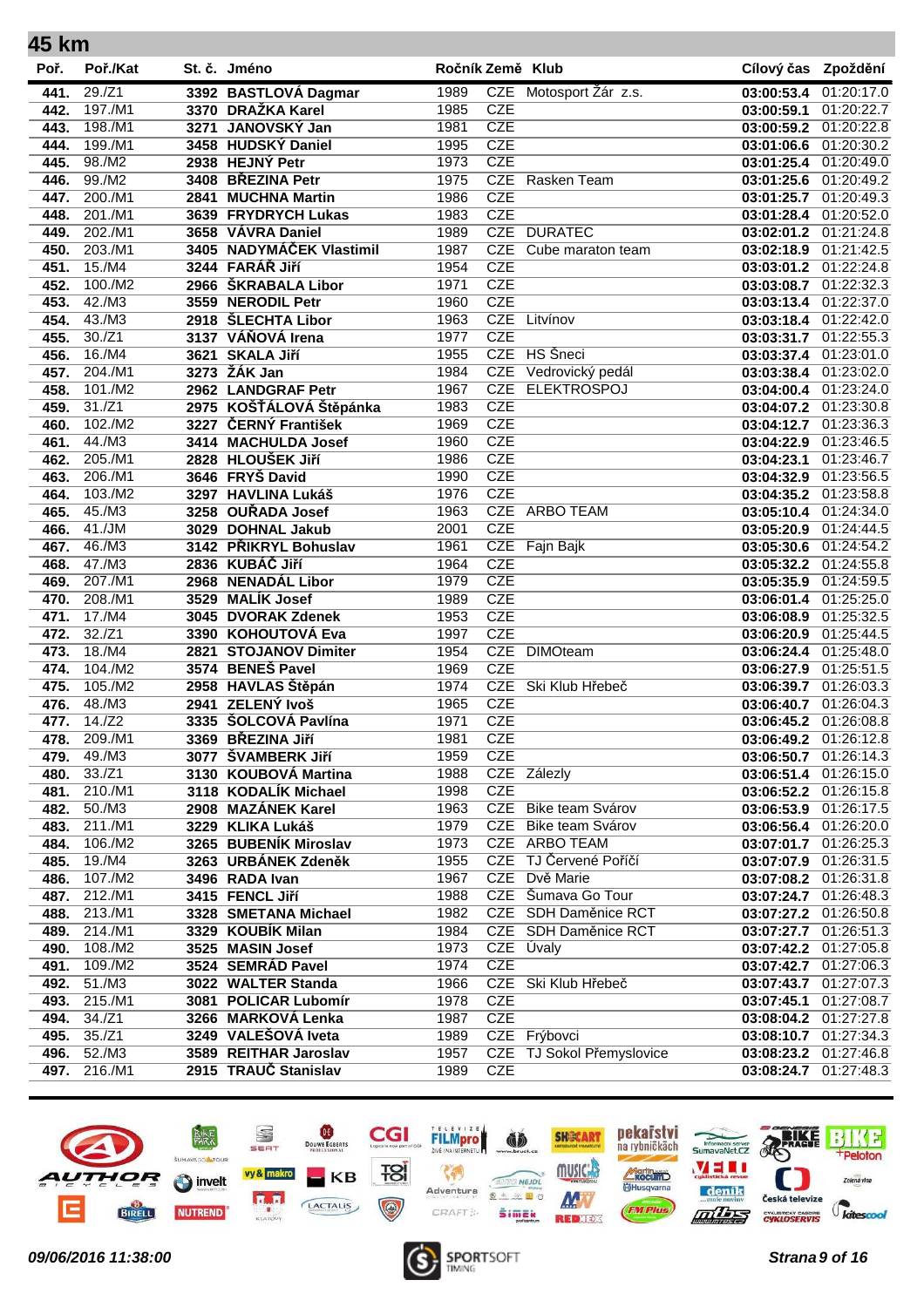## 45 km

| Poř. | Poř./Kat | St. č. | Jméno | Ročník | Země | Klub | Cílový čas | Zpoždění |
|---|---|---|---|---|---|---|---|---|
| 441. | 29./Z1 | 3392 | BASTLOVÁ Dagmar | 1989 | CZE | Motosport Žár z.s. | 03:00:53.4 | 01:20:17.0 |
| 442. | 197./M1 | 3370 | DRAŽKA Karel | 1985 | CZE | | 03:00:59.1 | 01:20:22.7 |
| 443. | 198./M1 | 3271 | JANOVSKÝ Jan | 1981 | CZE | | 03:00:59.2 | 01:20:22.8 |
| 444. | 199./M1 | 3458 | HUDSKÝ Daniel | 1995 | CZE | | 03:01:06.6 | 01:20:30.2 |
| 445. | 98./M2 | 2938 | HEJNÝ Petr | 1973 | CZE | | 03:01:25.4 | 01:20:49.0 |
| 446. | 99./M2 | 3408 | BŘEZINA Petr | 1975 | CZE | Rasken Team | 03:01:25.6 | 01:20:49.2 |
| 447. | 200./M1 | 2841 | MUCHNA Martin | 1986 | CZE | | 03:01:25.7 | 01:20:49.3 |
| 448. | 201./M1 | 3639 | FRYDRYCH Lukas | 1983 | CZE | | 03:01:28.4 | 01:20:52.0 |
| 449. | 202./M1 | 3658 | VÁVRA Daniel | 1989 | CZE | DURATEC | 03:02:01.2 | 01:21:24.8 |
| 450. | 203./M1 | 3405 | NADYMÁČEK Vlastimil | 1987 | CZE | Cube maraton team | 03:02:18.9 | 01:21:42.5 |
| 451. | 15./M4 | 3244 | FARÁŘ Jiří | 1954 | CZE | | 03:03:01.2 | 01:22:24.8 |
| 452. | 100./M2 | 2966 | ŠKRABALA Libor | 1971 | CZE | | 03:03:08.7 | 01:22:32.3 |
| 453. | 42./M3 | 3559 | NERODIL Petr | 1960 | CZE | | 03:03:13.4 | 01:22:37.0 |
| 454. | 43./M3 | 2918 | ŠLECHTA Libor | 1963 | CZE | Litvínov | 03:03:18.4 | 01:22:42.0 |
| 455. | 30./Z1 | 3137 | VÁŇOVÁ Irena | 1977 | CZE | | 03:03:31.7 | 01:22:55.3 |
| 456. | 16./M4 | 3621 | SKALA Jiří | 1955 | CZE | HS Šneci | 03:03:37.4 | 01:23:01.0 |
| 457. | 204./M1 | 3273 | ŽÁK Jan | 1984 | CZE | Vedrovický pedál | 03:03:38.4 | 01:23:02.0 |
| 458. | 101./M2 | 2962 | LANDGRAF Petr | 1967 | CZE | ELEKTROSPOJ | 03:04:00.4 | 01:23:24.0 |
| 459. | 31./Z1 | 2975 | KOŠŤÁLOVÁ Štěpánka | 1983 | CZE | | 03:04:07.2 | 01:23:30.8 |
| 460. | 102./M2 | 3227 | ČERNÝ František | 1969 | CZE | | 03:04:12.7 | 01:23:36.3 |
| 461. | 44./M3 | 3414 | MACHULDA Josef | 1960 | CZE | | 03:04:22.9 | 01:23:46.5 |
| 462. | 205./M1 | 2828 | HLOUŠEK Jiří | 1986 | CZE | | 03:04:23.1 | 01:23:46.7 |
| 463. | 206./M1 | 3646 | FRYŠ David | 1990 | CZE | | 03:04:32.9 | 01:23:56.5 |
| 464. | 103./M2 | 3297 | HAVLINA Lukáš | 1976 | CZE | | 03:04:35.2 | 01:23:58.8 |
| 465. | 45./M3 | 3258 | OUŘADA Josef | 1963 | CZE | ARBO TEAM | 03:05:10.4 | 01:24:34.0 |
| 466. | 41./JM | 3029 | DOHNAL Jakub | 2001 | CZE | | 03:05:20.9 | 01:24:44.5 |
| 467. | 46./M3 | 3142 | PŘIKRYL Bohuslav | 1961 | CZE | Fajn Bajk | 03:05:30.6 | 01:24:54.2 |
| 468. | 47./M3 | 2836 | KUBÁČ Jiří | 1964 | CZE | | 03:05:32.2 | 01:24:55.8 |
| 469. | 207./M1 | 2968 | NENADÁL Libor | 1979 | CZE | | 03:05:35.9 | 01:24:59.5 |
| 470. | 208./M1 | 3529 | MALÍK Josef | 1989 | CZE | | 03:06:01.4 | 01:25:25.0 |
| 471. | 17./M4 | 3045 | DVORAK Zdenek | 1953 | CZE | | 03:06:08.9 | 01:25:32.5 |
| 472. | 32./Z1 | 3390 | KOHOUTOVÁ Eva | 1997 | CZE | | 03:06:20.9 | 01:25:44.5 |
| 473. | 18./M4 | 2821 | STOJANOV Dimiter | 1954 | CZE | DIMOteam | 03:06:24.4 | 01:25:48.0 |
| 474. | 104./M2 | 3574 | BENEŠ Pavel | 1969 | CZE | | 03:06:27.9 | 01:25:51.5 |
| 475. | 105./M2 | 2958 | HAVLAS Štěpán | 1974 | CZE | Ski Klub Hřebeč | 03:06:39.7 | 01:26:03.3 |
| 476. | 48./M3 | 2941 | ZELENÝ Ivoš | 1965 | CZE | | 03:06:40.7 | 01:26:04.3 |
| 477. | 14./Z2 | 3335 | ŠOLCOVÁ Pavlína | 1971 | CZE | | 03:06:45.2 | 01:26:08.8 |
| 478. | 209./M1 | 3369 | BŘEZINA Jiří | 1981 | CZE | | 03:06:49.2 | 01:26:12.8 |
| 479. | 49./M3 | 3077 | ŠVAMBERK Jiří | 1959 | CZE | | 03:06:50.7 | 01:26:14.3 |
| 480. | 33./Z1 | 3130 | KOUBOVÁ Martina | 1988 | CZE | Zálezly | 03:06:51.4 | 01:26:15.0 |
| 481. | 210./M1 | 3118 | KODALÍK Michael | 1998 | CZE | | 03:06:52.2 | 01:26:15.8 |
| 482. | 50./M3 | 2908 | MAZÁNEK Karel | 1963 | CZE | Bike team Svárov | 03:06:53.9 | 01:26:17.5 |
| 483. | 211./M1 | 3229 | KLIKA Lukáš | 1979 | CZE | Bike team Svárov | 03:06:56.4 | 01:26:20.0 |
| 484. | 106./M2 | 3265 | BUBENÍK Miroslav | 1973 | CZE | ARBO TEAM | 03:07:01.7 | 01:26:25.3 |
| 485. | 19./M4 | 3263 | URBÁNEK Zdeněk | 1955 | CZE | TJ Červené Poříčí | 03:07:07.9 | 01:26:31.5 |
| 486. | 107./M2 | 3496 | RADA Ivan | 1967 | CZE | Dvě Marie | 03:07:08.2 | 01:26:31.8 |
| 487. | 212./M1 | 3415 | FENCL Jiří | 1988 | CZE | Šumava Go Tour | 03:07:24.7 | 01:26:48.3 |
| 488. | 213./M1 | 3328 | SMETANA Michael | 1982 | CZE | SDH Daměnice RCT | 03:07:27.2 | 01:26:50.8 |
| 489. | 214./M1 | 3329 | KOUBÍK Milan | 1984 | CZE | SDH Daměnice RCT | 03:07:27.7 | 01:26:51.3 |
| 490. | 108./M2 | 3525 | MASIN Josef | 1973 | CZE | Úvaly | 03:07:42.2 | 01:27:05.8 |
| 491. | 109./M2 | 3524 | SEMRÁD Pavel | 1974 | CZE | | 03:07:42.7 | 01:27:06.3 |
| 492. | 51./M3 | 3022 | WALTER Standa | 1966 | CZE | Ski Klub Hřebeč | 03:07:43.7 | 01:27:07.3 |
| 493. | 215./M1 | 3081 | POLICAR Lubomír | 1978 | CZE | | 03:07:45.1 | 01:27:08.7 |
| 494. | 34./Z1 | 3266 | MARKOVÁ Lenka | 1987 | CZE | | 03:08:04.2 | 01:27:27.8 |
| 495. | 35./Z1 | 3249 | VALEŠOVÁ Iveta | 1989 | CZE | Frýbovci | 03:08:10.7 | 01:27:34.3 |
| 496. | 52./M3 | 3589 | REITHAR Jaroslav | 1957 | CZE | TJ Sokol Přemyslovice | 03:08:23.2 | 01:27:46.8 |
| 497. | 216./M1 | 2915 | TRAUČ Stanislav | 1989 | CZE | | 03:08:24.7 | 01:27:48.3 |

*09/06/2016 11:38:00*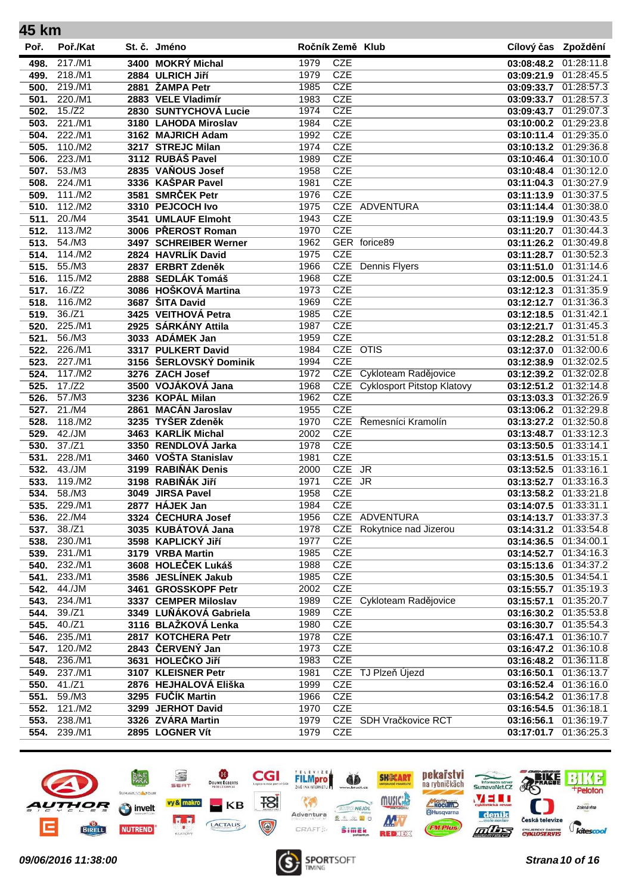## 45 km

| Poř. | Poř./Kat | St. č. | Jméno | Ročník | Země | Klub | Cílový čas | Zpoždění |
|---|---|---|---|---|---|---|---|---|
| 498. | 217./M1 | 3400 | MOKRÝ Michal | 1979 | CZE | | 03:08:48.2 | 01:28:11.8 |
| 499. | 218./M1 | 2884 | ULRICH Jiří | 1979 | CZE | | 03:09:21.9 | 01:28:45.5 |
| 500. | 219./M1 | 2881 | ŽAMPA Petr | 1985 | CZE | | 03:09:33.7 | 01:28:57.3 |
| 501. | 220./M1 | 2883 | VELE Vladimír | 1983 | CZE | | 03:09:33.7 | 01:28:57.3 |
| 502. | 15./Z2 | 2830 | SUNTYCHOVÁ Lucie | 1974 | CZE | | 03:09:43.7 | 01:29:07.3 |
| 503. | 221./M1 | 3180 | LAHODA Miroslav | 1984 | CZE | | 03:10:00.2 | 01:29:23.8 |
| 504. | 222./M1 | 3162 | MAJRICH Adam | 1992 | CZE | | 03:10:11.4 | 01:29:35.0 |
| 505. | 110./M2 | 3217 | STREJC Milan | 1974 | CZE | | 03:10:13.2 | 01:29:36.8 |
| 506. | 223./M1 | 3112 | RUBÁŠ Pavel | 1989 | CZE | | 03:10:46.4 | 01:30:10.0 |
| 507. | 53./M3 | 2835 | VAŇOUS Josef | 1958 | CZE | | 03:10:48.4 | 01:30:12.0 |
| 508. | 224./M1 | 3336 | KAŠPAR Pavel | 1981 | CZE | | 03:11:04.3 | 01:30:27.9 |
| 509. | 111./M2 | 3581 | SMRČEK Petr | 1976 | CZE | | 03:11:13.9 | 01:30:37.5 |
| 510. | 112./M2 | 3310 | PEJCOCH Ivo | 1975 | CZE | ADVENTURA | 03:11:14.4 | 01:30:38.0 |
| 511. | 20./M4 | 3541 | UMLAUF Elmoht | 1943 | CZE | | 03:11:19.9 | 01:30:43.5 |
| 512. | 113./M2 | 3006 | PŘEROST Roman | 1970 | CZE | | 03:11:20.7 | 01:30:44.3 |
| 513. | 54./M3 | 3497 | SCHREIBER Werner | 1962 | GER | force89 | 03:11:26.2 | 01:30:49.8 |
| 514. | 114./M2 | 2824 | HAVRLÍK David | 1975 | CZE | | 03:11:28.7 | 01:30:52.3 |
| 515. | 55./M3 | 2837 | ERBRT Zdeněk | 1966 | CZE | Dennis Flyers | 03:11:51.0 | 01:31:14.6 |
| 516. | 115./M2 | 2888 | SEDLÁK Tomáš | 1968 | CZE | | 03:12:00.5 | 01:31:24.1 |
| 517. | 16./Z2 | 3086 | HOŠKOVÁ Martina | 1973 | CZE | | 03:12:12.3 | 01:31:35.9 |
| 518. | 116./M2 | 3687 | ŠITA David | 1969 | CZE | | 03:12:12.7 | 01:31:36.3 |
| 519. | 36./Z1 | 3425 | VEITHOVÁ Petra | 1985 | CZE | | 03:12:18.5 | 01:31:42.1 |
| 520. | 225./M1 | 2925 | SÁRKÁNY Attila | 1987 | CZE | | 03:12:21.7 | 01:31:45.3 |
| 521. | 56./M3 | 3033 | ADÁMEK Jan | 1959 | CZE | | 03:12:28.2 | 01:31:51.8 |
| 522. | 226./M1 | 3317 | PULKERT David | 1984 | CZE | OTIS | 03:12:37.0 | 01:32:00.6 |
| 523. | 227./M1 | 3156 | ŠERLOVSKÝ Dominik | 1994 | CZE | | 03:12:38.9 | 01:32:02.5 |
| 524. | 117./M2 | 3276 | ZACH Josef | 1972 | CZE | Cykloteam Radějovice | 03:12:39.2 | 01:32:02.8 |
| 525. | 17./Z2 | 3500 | VOJÁKOVÁ Jana | 1968 | CZE | Cyklosport Pitstop Klatovy | 03:12:51.2 | 01:32:14.8 |
| 526. | 57./M3 | 3236 | KOPÁL Milan | 1962 | CZE | | 03:13:03.3 | 01:32:26.9 |
| 527. | 21./M4 | 2861 | MACÁN Jaroslav | 1955 | CZE | | 03:13:06.2 | 01:32:29.8 |
| 528. | 118./M2 | 3235 | TYŠER Zdeněk | 1970 | CZE | Řemesníci Kramolín | 03:13:27.2 | 01:32:50.8 |
| 529. | 42./JM | 3463 | KARLÍK Michal | 2002 | CZE | | 03:13:48.7 | 01:33:12.3 |
| 530. | 37./Z1 | 3350 | RENDLOVÁ Jarka | 1978 | CZE | | 03:13:50.5 | 01:33:14.1 |
| 531. | 228./M1 | 3460 | VOŠTA Stanislav | 1981 | CZE | | 03:13:51.5 | 01:33:15.1 |
| 532. | 43./JM | 3199 | RABIŇÁK Denis | 2000 | CZE | JR | 03:13:52.5 | 01:33:16.1 |
| 533. | 119./M2 | 3198 | RABIŇÁK Jiří | 1971 | CZE | JR | 03:13:52.7 | 01:33:16.3 |
| 534. | 58./M3 | 3049 | JIRSA Pavel | 1958 | CZE | | 03:13:58.2 | 01:33:21.8 |
| 535. | 229./M1 | 2877 | HÁJEK Jan | 1984 | CZE | | 03:14:07.5 | 01:33:31.1 |
| 536. | 22./M4 | 3324 | ČECHURA Josef | 1956 | CZE | ADVENTURA | 03:14:13.7 | 01:33:37.3 |
| 537. | 38./Z1 | 3035 | KUBÁTOVÁ Jana | 1978 | CZE | Rokytnice nad Jizerou | 03:14:31.2 | 01:33:54.8 |
| 538. | 230./M1 | 3598 | KAPLICKÝ Jiří | 1977 | CZE | | 03:14:36.5 | 01:34:00.1 |
| 539. | 231./M1 | 3179 | VRBA Martin | 1985 | CZE | | 03:14:52.7 | 01:34:16.3 |
| 540. | 232./M1 | 3608 | HOLEČEK Lukáš | 1988 | CZE | | 03:15:13.6 | 01:34:37.2 |
| 541. | 233./M1 | 3586 | JESLÍNEK Jakub | 1985 | CZE | | 03:15:30.5 | 01:34:54.1 |
| 542. | 44./JM | 3461 | GROSSKOPF Petr | 2002 | CZE | | 03:15:55.7 | 01:35:19.3 |
| 543. | 234./M1 | 3337 | CEMPER Miloslav | 1989 | CZE | Cykloteam Radějovice | 03:15:57.1 | 01:35:20.7 |
| 544. | 39./Z1 | 3349 | LUŇÁKOVÁ Gabriela | 1989 | CZE | | 03:16:30.2 | 01:35:53.8 |
| 545. | 40./Z1 | 3116 | BLAŽKOVÁ Lenka | 1980 | CZE | | 03:16:30.7 | 01:35:54.3 |
| 546. | 235./M1 | 2817 | KOTCHERA Petr | 1978 | CZE | | 03:16:47.1 | 01:36:10.7 |
| 547. | 120./M2 | 2843 | ČERVENÝ Jan | 1973 | CZE | | 03:16:47.2 | 01:36:10.8 |
| 548. | 236./M1 | 3631 | HOLEČKO Jiří | 1983 | CZE | | 03:16:48.2 | 01:36:11.8 |
| 549. | 237./M1 | 3107 | KLEISNER Petr | 1981 | CZE | TJ Plzeň Újezd | 03:16:50.1 | 01:36:13.7 |
| 550. | 41./Z1 | 2876 | HEJHALOVÁ Eliška | 1999 | CZE | | 03:16:52.4 | 01:36:16.0 |
| 551. | 59./M3 | 3295 | FUČÍK Martin | 1966 | CZE | | 03:16:54.2 | 01:36:17.8 |
| 552. | 121./M2 | 3299 | JERHOT David | 1970 | CZE | | 03:16:54.5 | 01:36:18.1 |
| 553. | 238./M1 | 3326 | ZVÁRA Martin | 1979 | CZE | SDH Vračkovice RCT | 03:16:56.1 | 01:36:19.7 |
| 554. | 239./M1 | 2895 | LOGNER Vít | 1979 | CZE | | 03:17:01.7 | 01:36:25.3 |

*09/06/2016 11:38:00*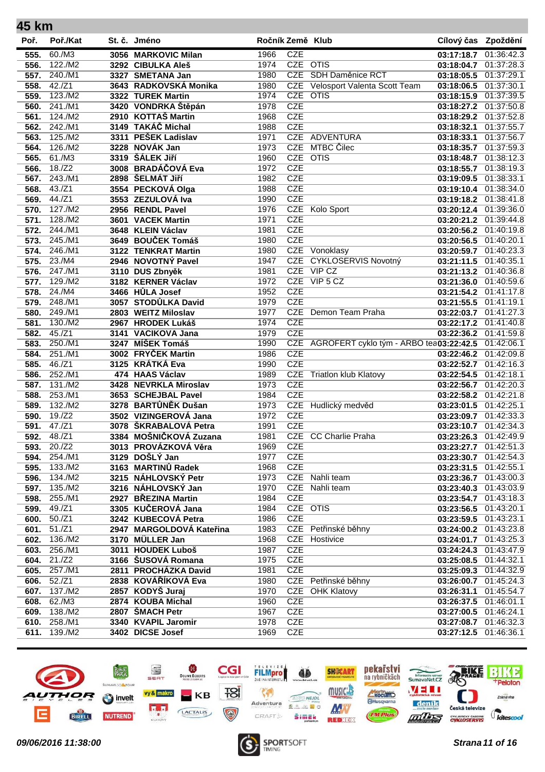## 45 km

| Poř. | Poř./Kat | St. č. | Jméno | Ročník | Země | Klub | Cílový čas | Zpoždění |
|---|---|---|---|---|---|---|---|---|
| 555. | 60./M3 | 3056 | MARKOVIC Milan | 1966 | CZE | | 03:17:18.7 | 01:36:42.3 |
| 556. | 122./M2 | 3292 | CIBULKA Aleš | 1974 | CZE | OTIS | 03:18:04.7 | 01:37:28.3 |
| 557. | 240./M1 | 3327 | SMETANA Jan | 1980 | CZE | SDH Daměnice RCT | 03:18:05.5 | 01:37:29.1 |
| 558. | 42./Z1 | 3643 | RADKOVSKÁ Monika | 1980 | CZE | Velosport Valenta Scott Team | 03:18:06.5 | 01:37:30.1 |
| 559. | 123./M2 | 3322 | TUREK Martin | 1974 | CZE | OTIS | 03:18:15.9 | 01:37:39.5 |
| 560. | 241./M1 | 3420 | VONDRKA Štěpán | 1978 | CZE | | 03:18:27.2 | 01:37:50.8 |
| 561. | 124./M2 | 2910 | KOTTAŠ Martin | 1968 | CZE | | 03:18:29.2 | 01:37:52.8 |
| 562. | 242./M1 | 3149 | TAKÁČ Michal | 1988 | CZE | | 03:18:32.1 | 01:37:55.7 |
| 563. | 125./M2 | 3311 | PEŠEK Ladislav | 1971 | CZE | ADVENTURA | 03:18:33.1 | 01:37:56.7 |
| 564. | 126./M2 | 3228 | NOVÁK Jan | 1973 | CZE | MTBC Čilec | 03:18:35.7 | 01:37:59.3 |
| 565. | 61./M3 | 3319 | ŠÁLEK Jiří | 1960 | CZE | OTIS | 03:18:48.7 | 01:38:12.3 |
| 566. | 18./Z2 | 3008 | BRADÁČOVÁ Eva | 1972 | CZE | | 03:18:55.7 | 01:38:19.3 |
| 567. | 243./M1 | 2898 | ŠELMÁT Jiří | 1982 | CZE | | 03:19:09.5 | 01:38:33.1 |
| 568. | 43./Z1 | 3554 | PECKOVÁ Olga | 1988 | CZE | | 03:19:10.4 | 01:38:34.0 |
| 569. | 44./Z1 | 3553 | ZEZULOVÁ Iva | 1990 | CZE | | 03:19:18.2 | 01:38:41.8 |
| 570. | 127./M2 | 2956 | RENDL Pavel | 1976 | CZE | Kolo Sport | 03:20:12.4 | 01:39:36.0 |
| 571. | 128./M2 | 3601 | VACEK Martin | 1971 | CZE | | 03:20:21.2 | 01:39:44.8 |
| 572. | 244./M1 | 3648 | KLEIN Václav | 1981 | CZE | | 03:20:56.2 | 01:40:19.8 |
| 573. | 245./M1 | 3649 | BOUČEK Tomáš | 1980 | CZE | | 03:20:56.5 | 01:40:20.1 |
| 574. | 246./M1 | 3122 | TENKRAT Martin | 1980 | CZE | Vonoklasy | 03:20:59.7 | 01:40:23.3 |
| 575. | 23./M4 | 2946 | NOVOTNÝ Pavel | 1947 | CZE | CYKLOSERVIS Novotný | 03:21:11.5 | 01:40:35.1 |
| 576. | 247./M1 | 3110 | DUS Zbnyěk | 1981 | CZE | VIP CZ | 03:21:13.2 | 01:40:36.8 |
| 577. | 129./M2 | 3182 | KERNER Václav | 1972 | CZE | VIP 5 CZ | 03:21:36.0 | 01:40:59.6 |
| 578. | 24./M4 | 3466 | HŮLA Josef | 1952 | CZE | | 03:21:54.2 | 01:41:17.8 |
| 579. | 248./M1 | 3057 | STODŮLKA David | 1979 | CZE | | 03:21:55.5 | 01:41:19.1 |
| 580. | 249./M1 | 2803 | WEITZ Miloslav | 1977 | CZE | Demon Team Praha | 03:22:03.7 | 01:41:27.3 |
| 581. | 130./M2 | 2967 | HRODEK Lukáš | 1974 | CZE | | 03:22:17.2 | 01:41:40.8 |
| 582. | 45./Z1 | 3141 | VACIKOVA Jana | 1979 | CZE | | 03:22:36.2 | 01:41:59.8 |
| 583. | 250./M1 | 3247 | MÍŠEK Tomáš | 1990 | CZE | AGROFERT cyklo tým - ARBO tea | 03:22:42.5 | 01:42:06.1 |
| 584. | 251./M1 | 3002 | FRYČEK Martin | 1986 | CZE | | 03:22:46.2 | 01:42:09.8 |
| 585. | 46./Z1 | 3125 | KRÁTKÁ Eva | 1990 | CZE | | 03:22:52.7 | 01:42:16.3 |
| 586. | 252./M1 | 474 | HAAS Václav | 1989 | CZE | Triatlon klub Klatovy | 03:22:54.5 | 01:42:18.1 |
| 587. | 131./M2 | 3428 | NEVRKLA Miroslav | 1973 | CZE | | 03:22:56.7 | 01:42:20.3 |
| 588. | 253./M1 | 3653 | SCHEJBAL Pavel | 1984 | CZE | | 03:22:58.2 | 01:42:21.8 |
| 589. | 132./M2 | 3278 | BARTŮNĚK Dušan | 1973 | CZE | Hudlický medvěd | 03:23:01.5 | 01:42:25.1 |
| 590. | 19./Z2 | 3502 | VIZINGEROVÁ Jana | 1972 | CZE | | 03:23:09.7 | 01:42:33.3 |
| 591. | 47./Z1 | 3078 | ŠKRABALOVÁ Petra | 1991 | CZE | | 03:23:10.7 | 01:42:34.3 |
| 592. | 48./Z1 | 3384 | MOŠNIČKOVÁ Zuzana | 1981 | CZE | CC Charlie Praha | 03:23:26.3 | 01:42:49.9 |
| 593. | 20./Z2 | 3013 | PROVÁZKOVÁ Věra | 1969 | CZE | | 03:23:27.7 | 01:42:51.3 |
| 594. | 254./M1 | 3129 | DOŠLÝ Jan | 1977 | CZE | | 03:23:30.7 | 01:42:54.3 |
| 595. | 133./M2 | 3163 | MARTINŮ Radek | 1968 | CZE | | 03:23:31.5 | 01:42:55.1 |
| 596. | 134./M2 | 3215 | NÁHLOVSKÝ Petr | 1973 | CZE | Nahli team | 03:23:36.7 | 01:43:00.3 |
| 597. | 135./M2 | 3216 | NÁHLOVSKÝ Jan | 1970 | CZE | Nahli team | 03:23:40.3 | 01:43:03.9 |
| 598. | 255./M1 | 2927 | BŘEZINA Martin | 1984 | CZE | | 03:23:54.7 | 01:43:18.3 |
| 599. | 49./Z1 | 3305 | KUČEROVÁ Jana | 1984 | CZE | OTIS | 03:23:56.5 | 01:43:20.1 |
| 600. | 50./Z1 | 3242 | KUBECOVÁ Petra | 1986 | CZE | | 03:23:59.5 | 01:43:23.1 |
| 601. | 51./Z1 | 2947 | MARGOLDOVÁ Kateřina | 1983 | CZE | Petřinské běhny | 03:24:00.2 | 01:43:23.8 |
| 602. | 136./M2 | 3170 | MÜLLER Jan | 1968 | CZE | Hostivice | 03:24:01.7 | 01:43:25.3 |
| 603. | 256./M1 | 3011 | HOUDEK Luboš | 1987 | CZE | | 03:24:24.3 | 01:43:47.9 |
| 604. | 21./Z2 | 3166 | ŠUSOVÁ Romana | 1975 | CZE | | 03:25:08.5 | 01:44:32.1 |
| 605. | 257./M1 | 2811 | PROCHÁZKA David | 1981 | CZE | | 03:25:09.3 | 01:44:32.9 |
| 606. | 52./Z1 | 2838 | KOVÁŘÍKOVÁ Eva | 1980 | CZE | Petřinské běhny | 03:26:00.7 | 01:45:24.3 |
| 607. | 137./M2 | 2857 | KODYŠ Juraj | 1970 | CZE | OHK Klatovy | 03:26:31.1 | 01:45:54.7 |
| 608. | 62./M3 | 2874 | KOUBA Michal | 1960 | CZE | | 03:26:37.5 | 01:46:01.1 |
| 609. | 138./M2 | 2807 | ŠMACH Petr | 1967 | CZE | | 03:27:00.5 | 01:46:24.1 |
| 610. | 258./M1 | 3340 | KVAPIL Jaromir | 1978 | CZE | | 03:27:08.7 | 01:46:32.3 |
| 611. | 139./M2 | 3402 | DICSE Josef | 1969 | CZE | | 03:27:12.5 | 01:46:36.1 |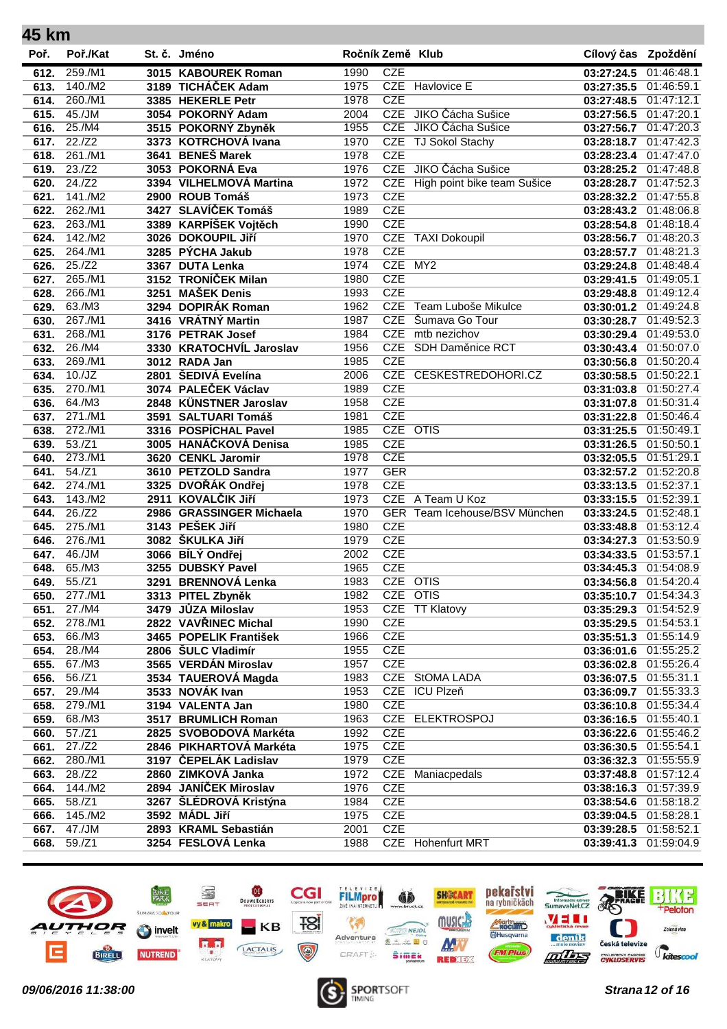## 45 km

| Poř. | Poř./Kat | St. č. | Jméno | Ročník | Země | Klub | Cílový čas | Zpoždění |
|---|---|---|---|---|---|---|---|---|
| 612. | 259./M1 | 3015 | KABOUREK Roman | 1990 | CZE | | 03:27:24.5 | 01:46:48.1 |
| 613. | 140./M2 | 3189 | TICHÁČEK Adam | 1975 | CZE | Havlovice E | 03:27:35.5 | 01:46:59.1 |
| 614. | 260./M1 | 3385 | HEKERLE Petr | 1978 | CZE | | 03:27:48.5 | 01:47:12.1 |
| 615. | 45./JM | 3054 | POKORNÝ Adam | 2004 | CZE | JIKO Čácha Sušice | 03:27:56.5 | 01:47:20.1 |
| 616. | 25./M4 | 3515 | POKORNÝ Zbyněk | 1955 | CZE | JIKO Čácha Sušice | 03:27:56.7 | 01:47:20.3 |
| 617. | 22./Z2 | 3373 | KOTRCHOVÁ Ivana | 1970 | CZE | TJ Sokol Stachy | 03:28:18.7 | 01:47:42.3 |
| 618. | 261./M1 | 3641 | BENEŠ Marek | 1978 | CZE | | 03:28:23.4 | 01:47:47.0 |
| 619. | 23./Z2 | 3053 | POKORNÁ Eva | 1976 | CZE | JIKO Čácha Sušice | 03:28:25.2 | 01:47:48.8 |
| 620. | 24./Z2 | 3394 | VILHELMOVÁ Martina | 1972 | CZE | High point bike team Sušice | 03:28:28.7 | 01:47:52.3 |
| 621. | 141./M2 | 2900 | ROUB Tomáš | 1973 | CZE | | 03:28:32.2 | 01:47:55.8 |
| 622. | 262./M1 | 3427 | SLAVÍČEK Tomáš | 1989 | CZE | | 03:28:43.2 | 01:48:06.8 |
| 623. | 263./M1 | 3389 | KARPÍŠEK Vojtěch | 1990 | CZE | | 03:28:54.8 | 01:48:18.4 |
| 624. | 142./M2 | 3026 | DOKOUPIL Jiří | 1970 | CZE | TAXI Dokoupil | 03:28:56.7 | 01:48:20.3 |
| 625. | 264./M1 | 3285 | PÝCHA Jakub | 1978 | CZE | | 03:28:57.7 | 01:48:21.3 |
| 626. | 25./Z2 | 3367 | DUTA Lenka | 1974 | CZE | MY2 | 03:29:24.8 | 01:48:48.4 |
| 627. | 265./M1 | 3152 | TRONÍČEK Milan | 1980 | CZE | | 03:29:41.5 | 01:49:05.1 |
| 628. | 266./M1 | 3251 | MAŠEK Denis | 1993 | CZE | | 03:29:48.8 | 01:49:12.4 |
| 629. | 63./M3 | 3294 | DOPIRÁK Roman | 1962 | CZE | Team Luboše Mikulce | 03:30:01.2 | 01:49:24.8 |
| 630. | 267./M1 | 3416 | VRÁTNÝ Martin | 1987 | CZE | Šumava Go Tour | 03:30:28.7 | 01:49:52.3 |
| 631. | 268./M1 | 3176 | PETRAK Josef | 1984 | CZE | mtb nezichov | 03:30:29.4 | 01:49:53.0 |
| 632. | 26./M4 | 3330 | KRATOCHVÍL Jaroslav | 1956 | CZE | SDH Daměnice RCT | 03:30:43.4 | 01:50:07.0 |
| 633. | 269./M1 | 3012 | RADA Jan | 1985 | CZE | | 03:30:56.8 | 01:50:20.4 |
| 634. | 10./JZ | 2801 | ŠEDIVÁ Evelína | 2006 | CZE | CESKESTREDOHORI.CZ | 03:30:58.5 | 01:50:22.1 |
| 635. | 270./M1 | 3074 | PALEČEK Václav | 1989 | CZE | | 03:31:03.8 | 01:50:27.4 |
| 636. | 64./M3 | 2848 | KÜNSTNER Jaroslav | 1958 | CZE | | 03:31:07.8 | 01:50:31.4 |
| 637. | 271./M1 | 3591 | SALTUARI Tomáš | 1981 | CZE | | 03:31:22.8 | 01:50:46.4 |
| 638. | 272./M1 | 3316 | POSPÍCHAL Pavel | 1985 | CZE | OTIS | 03:31:25.5 | 01:50:49.1 |
| 639. | 53./Z1 | 3005 | HANÁČKOVÁ Denisa | 1985 | CZE | | 03:31:26.5 | 01:50:50.1 |
| 640. | 273./M1 | 3620 | CENKL Jaromir | 1978 | CZE | | 03:32:05.5 | 01:51:29.1 |
| 641. | 54./Z1 | 3610 | PETZOLD Sandra | 1977 | GER | | 03:32:57.2 | 01:52:20.8 |
| 642. | 274./M1 | 3325 | DVOŘÁK Ondřej | 1978 | CZE | | 03:33:13.5 | 01:52:37.1 |
| 643. | 143./M2 | 2911 | KOVALČIK Jiří | 1973 | CZE | A Team U Koz | 03:33:15.5 | 01:52:39.1 |
| 644. | 26./Z2 | 2986 | GRASSINGER Michaela | 1970 | GER | Team Icehouse/BSV München | 03:33:24.5 | 01:52:48.1 |
| 645. | 275./M1 | 3143 | PEŠEK Jiří | 1980 | CZE | | 03:33:48.8 | 01:53:12.4 |
| 646. | 276./M1 | 3082 | ŠKULKA Jiří | 1979 | CZE | | 03:34:27.3 | 01:53:50.9 |
| 647. | 46./JM | 3066 | BÍLÝ Ondřej | 2002 | CZE | | 03:34:33.5 | 01:53:57.1 |
| 648. | 65./M3 | 3255 | DUBSKÝ Pavel | 1965 | CZE | | 03:34:45.3 | 01:54:08.9 |
| 649. | 55./Z1 | 3291 | BRENNOVÁ Lenka | 1983 | CZE | OTIS | 03:34:56.8 | 01:54:20.4 |
| 650. | 277./M1 | 3313 | PITEL Zbyněk | 1982 | CZE | OTIS | 03:35:10.7 | 01:54:34.3 |
| 651. | 27./M4 | 3479 | JŮZA Miloslav | 1953 | CZE | TT Klatovy | 03:35:29.3 | 01:54:52.9 |
| 652. | 278./M1 | 2822 | VAVŘINEC Michal | 1990 | CZE | | 03:35:29.5 | 01:54:53.1 |
| 653. | 66./M3 | 3465 | POPELIK František | 1966 | CZE | | 03:35:51.3 | 01:55:14.9 |
| 654. | 28./M4 | 2806 | ŠULC Vladimír | 1955 | CZE | | 03:36:01.6 | 01:55:25.2 |
| 655. | 67./M3 | 3565 | VERDÁN Miroslav | 1957 | CZE | | 03:36:02.8 | 01:55:26.4 |
| 656. | 56./Z1 | 3534 | TAUEROVÁ Magda | 1983 | CZE | StOMA LADA | 03:36:07.5 | 01:55:31.1 |
| 657. | 29./M4 | 3533 | NOVÁK Ivan | 1953 | CZE | ICU Plzeň | 03:36:09.7 | 01:55:33.3 |
| 658. | 279./M1 | 3194 | VALENTA Jan | 1980 | CZE | | 03:36:10.8 | 01:55:34.4 |
| 659. | 68./M3 | 3517 | BRUMLICH Roman | 1963 | CZE | ELEKTROSPOJ | 03:36:16.5 | 01:55:40.1 |
| 660. | 57./Z1 | 2825 | SVOBODOVÁ Markéta | 1992 | CZE | | 03:36:22.6 | 01:55:46.2 |
| 661. | 27./Z2 | 2846 | PIKHARTOVÁ Markéta | 1975 | CZE | | 03:36:30.5 | 01:55:54.1 |
| 662. | 280./M1 | 3197 | ČEPELÁK Ladislav | 1979 | CZE | | 03:36:32.3 | 01:55:55.9 |
| 663. | 28./Z2 | 2860 | ZIMKOVÁ Janka | 1972 | CZE | Maniacpedals | 03:37:48.8 | 01:57:12.4 |
| 664. | 144./M2 | 2894 | JANÍČEK Miroslav | 1976 | CZE | | 03:38:16.3 | 01:57:39.9 |
| 665. | 58./Z1 | 3267 | ŠLÉDROVÁ Kristýna | 1984 | CZE | | 03:38:54.6 | 01:58:18.2 |
| 666. | 145./M2 | 3592 | MÁDL Jiří | 1975 | CZE | | 03:39:04.5 | 01:58:28.1 |
| 667. | 47./JM | 2893 | KRAML Sebastián | 2001 | CZE | | 03:39:28.5 | 01:58:52.1 |
| 668. | 59./Z1 | 3254 | FESLOVÁ Lenka | 1988 | CZE | Hohenfurt MRT | 03:39:41.3 | 01:59:04.9 |

*09/06/2016 11:38:00*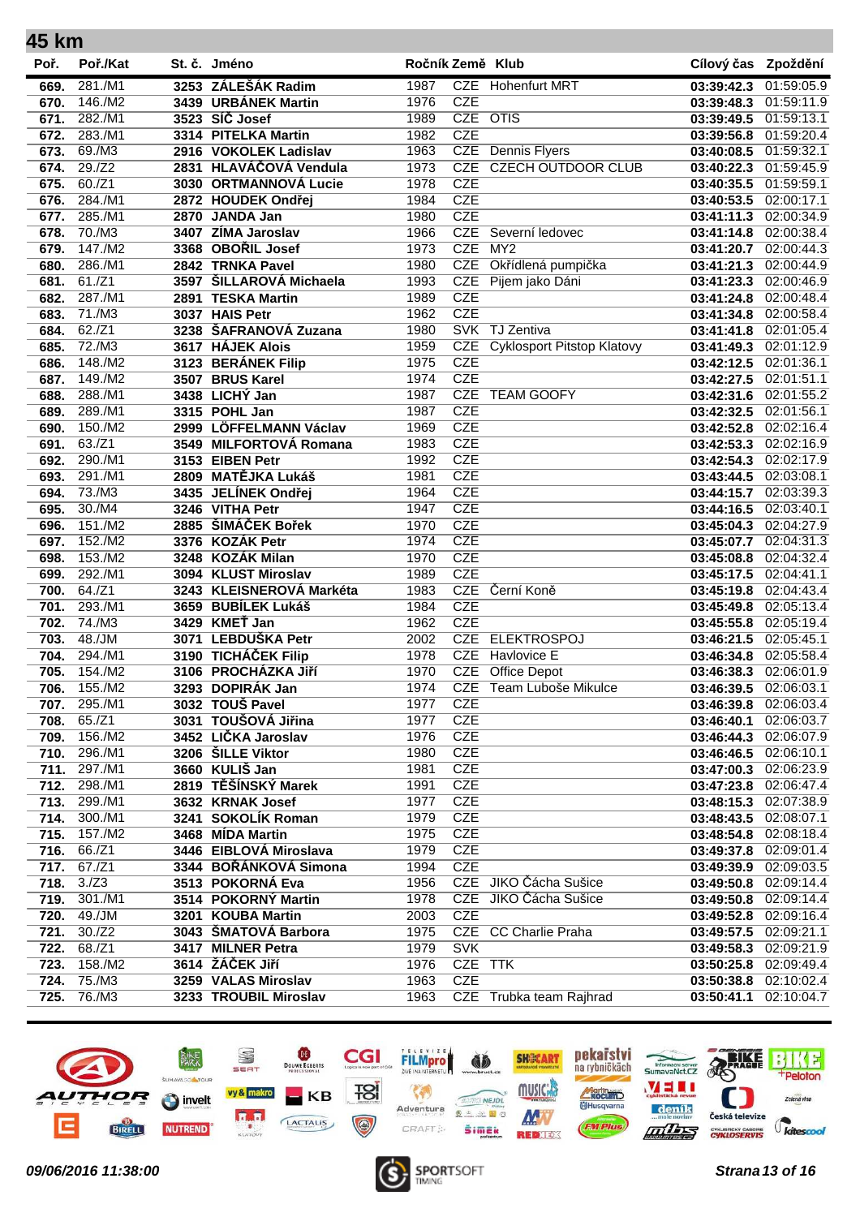## 45 km

| Poř. | Poř./Kat | St. č. | Jméno | Ročník | Země | Klub | Cílový čas | Zpoždění |
|---|---|---|---|---|---|---|---|---|
| 669. | 281./M1 | 3253 | ZÁLEŠÁK Radim | 1987 | CZE | Hohenfurt MRT | 03:39:42.3 | 01:59:05.9 |
| 670. | 146./M2 | 3439 | URBÁNEK Martin | 1976 | CZE | | 03:39:48.3 | 01:59:11.9 |
| 671. | 282./M1 | 3523 | SIČ Josef | 1989 | CZE | OTIS | 03:39:49.5 | 01:59:13.1 |
| 672. | 283./M1 | 3314 | PITELKA Martin | 1982 | CZE | | 03:39:56.8 | 01:59:20.4 |
| 673. | 69./M3 | 2916 | VOKOLEK Ladislav | 1963 | CZE | Dennis Flyers | 03:40:08.5 | 01:59:32.1 |
| 674. | 29./Z2 | 2831 | HLAVÁČOVÁ Vendula | 1973 | CZE | CZECH OUTDOOR CLUB | 03:40:22.3 | 01:59:45.9 |
| 675. | 60./Z1 | 3030 | ORTMANNOVÁ Lucie | 1978 | CZE | | 03:40:35.5 | 01:59:59.1 |
| 676. | 284./M1 | 2872 | HOUDEK Ondřej | 1984 | CZE | | 03:40:53.5 | 02:00:17.1 |
| 677. | 285./M1 | 2870 | JANDA Jan | 1980 | CZE | | 03:41:11.3 | 02:00:34.9 |
| 678. | 70./M3 | 3407 | ZÍMA Jaroslav | 1966 | CZE | Severní ledovec | 03:41:14.8 | 02:00:38.4 |
| 679. | 147./M2 | 3368 | OBOŘIL Josef | 1973 | CZE | MY2 | 03:41:20.7 | 02:00:44.3 |
| 680. | 286./M1 | 2842 | TRNKA Pavel | 1980 | CZE | Okřídlená pumpička | 03:41:21.3 | 02:00:44.9 |
| 681. | 61./Z1 | 3597 | ŠILLAROVÁ Michaela | 1993 | CZE | Pijem jako Dáni | 03:41:23.3 | 02:00:46.9 |
| 682. | 287./M1 | 2891 | TESKA Martin | 1989 | CZE | | 03:41:24.8 | 02:00:48.4 |
| 683. | 71./M3 | 3037 | HAIS Petr | 1962 | CZE | | 03:41:34.8 | 02:00:58.4 |
| 684. | 62./Z1 | 3238 | ŠAFRANOVÁ Zuzana | 1980 | SVK | TJ Zentiva | 03:41:41.8 | 02:01:05.4 |
| 685. | 72./M3 | 3617 | HÁJEK Alois | 1959 | CZE | Cyklosport Pitstop Klatovy | 03:41:49.3 | 02:01:12.9 |
| 686. | 148./M2 | 3123 | BERÁNEK Filip | 1975 | CZE | | 03:42:12.5 | 02:01:36.1 |
| 687. | 149./M2 | 3507 | BRUS Karel | 1974 | CZE | | 03:42:27.5 | 02:01:51.1 |
| 688. | 288./M1 | 3438 | LICHÝ Jan | 1987 | CZE | TEAM GOOFY | 03:42:31.6 | 02:01:55.2 |
| 689. | 289./M1 | 3315 | POHL Jan | 1987 | CZE | | 03:42:32.5 | 02:01:56.1 |
| 690. | 150./M2 | 2999 | LÖFFELMANN Václav | 1969 | CZE | | 03:42:52.8 | 02:02:16.4 |
| 691. | 63./Z1 | 3549 | MILFORTOVÁ Romana | 1983 | CZE | | 03:42:53.3 | 02:02:16.9 |
| 692. | 290./M1 | 3153 | EIBEN Petr | 1992 | CZE | | 03:42:54.3 | 02:02:17.9 |
| 693. | 291./M1 | 2809 | MATĚJKA Lukáš | 1981 | CZE | | 03:43:44.5 | 02:03:08.1 |
| 694. | 73./M3 | 3435 | JELÍNEK Ondřej | 1964 | CZE | | 03:44:15.7 | 02:03:39.3 |
| 695. | 30./M4 | 3246 | VITHA Petr | 1947 | CZE | | 03:44:16.5 | 02:03:40.1 |
| 696. | 151./M2 | 2885 | ŠIMÁČEK Bořek | 1970 | CZE | | 03:45:04.3 | 02:04:27.9 |
| 697. | 152./M2 | 3376 | KOZÁK Petr | 1974 | CZE | | 03:45:07.7 | 02:04:31.3 |
| 698. | 153./M2 | 3248 | KOZÁK Milan | 1970 | CZE | | 03:45:08.8 | 02:04:32.4 |
| 699. | 292./M1 | 3094 | KLUST Miroslav | 1989 | CZE | | 03:45:17.5 | 02:04:41.1 |
| 700. | 64./Z1 | 3243 | KLEISNEROVÁ Markéta | 1983 | CZE | Černí Koně | 03:45:19.8 | 02:04:43.4 |
| 701. | 293./M1 | 3659 | BUBÍLEK Lukáš | 1984 | CZE | | 03:45:49.8 | 02:05:13.4 |
| 702. | 74./M3 | 3429 | KMEŤ Jan | 1962 | CZE | | 03:45:55.8 | 02:05:19.4 |
| 703. | 48./JM | 3071 | LEBDUŠKA Petr | 2002 | CZE | ELEKTROSPOJ | 03:46:21.5 | 02:05:45.1 |
| 704. | 294./M1 | 3190 | TICHÁČEK Filip | 1978 | CZE | Havlovice E | 03:46:34.8 | 02:05:58.4 |
| 705. | 154./M2 | 3106 | PROCHÁZKA Jiří | 1970 | CZE | Office Depot | 03:46:38.3 | 02:06:01.9 |
| 706. | 155./M2 | 3293 | DOPIRÁK Jan | 1974 | CZE | Team Luboše Mikulce | 03:46:39.5 | 02:06:03.1 |
| 707. | 295./M1 | 3032 | TOUŠ Pavel | 1977 | CZE | | 03:46:39.8 | 02:06:03.4 |
| 708. | 65./Z1 | 3031 | TOUŠOVÁ Jiřina | 1977 | CZE | | 03:46:40.1 | 02:06:03.7 |
| 709. | 156./M2 | 3452 | LIČKA Jaroslav | 1976 | CZE | | 03:46:44.3 | 02:06:07.9 |
| 710. | 296./M1 | 3206 | ŠILLE Viktor | 1980 | CZE | | 03:46:46.5 | 02:06:10.1 |
| 711. | 297./M1 | 3660 | KULIŠ Jan | 1981 | CZE | | 03:47:00.3 | 02:06:23.9 |
| 712. | 298./M1 | 2819 | TĚŠÍNSKÝ Marek | 1991 | CZE | | 03:47:23.8 | 02:06:47.4 |
| 713. | 299./M1 | 3632 | KRNAK Josef | 1977 | CZE | | 03:48:15.3 | 02:07:38.9 |
| 714. | 300./M1 | 3241 | SOKOLÍK Roman | 1979 | CZE | | 03:48:43.5 | 02:08:07.1 |
| 715. | 157./M2 | 3468 | MÍDA Martin | 1975 | CZE | | 03:48:54.8 | 02:08:18.4 |
| 716. | 66./Z1 | 3446 | EIBLOVÁ Miroslava | 1979 | CZE | | 03:49:37.8 | 02:09:01.4 |
| 717. | 67./Z1 | 3344 | BOŘÁNKOVÁ Simona | 1994 | CZE | | 03:49:39.9 | 02:09:03.5 |
| 718. | 3./Z3 | 3513 | POKORNÁ Eva | 1956 | CZE | JIKO Čácha Sušice | 03:49:50.8 | 02:09:14.4 |
| 719. | 301./M1 | 3514 | POKORNÝ Martin | 1978 | CZE | JIKO Čácha Sušice | 03:49:50.8 | 02:09:14.4 |
| 720. | 49./JM | 3201 | KOUBA Martin | 2003 | CZE | | 03:49:52.8 | 02:09:16.4 |
| 721. | 30./Z2 | 3043 | ŠMATOVÁ Barbora | 1975 | CZE | CC Charlie Praha | 03:49:57.5 | 02:09:21.1 |
| 722. | 68./Z1 | 3417 | MILNER Petra | 1979 | SVK | | 03:49:58.3 | 02:09:21.9 |
| 723. | 158./M2 | 3614 | ŽÁČEK Jiří | 1976 | CZE | TTK | 03:50:25.8 | 02:09:49.4 |
| 724. | 75./M3 | 3259 | VALAS Miroslav | 1963 | CZE | | 03:50:38.8 | 02:10:02.4 |
| 725. | 76./M3 | 3233 | TROUBIL Miroslav | 1963 | CZE | Trubka team Rajhrad | 03:50:41.1 | 02:10:04.7 |

*09/06/2016 11:38:00*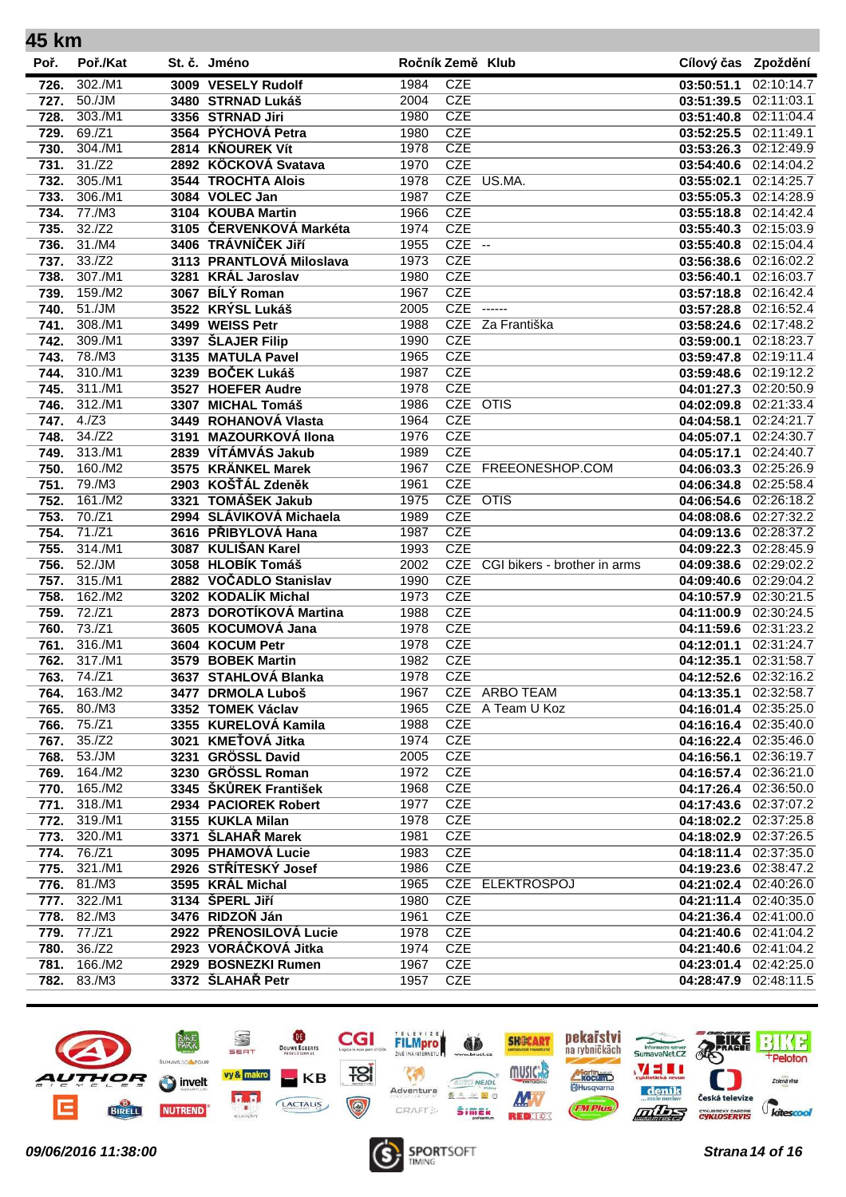# 45 km

| Poř. | Poř./Kat | St. č. | Jméno | Ročník | Země | Klub | Cílový čas | Zpoždění |
|---|---|---|---|---|---|---|---|---|
| 726. | 302./M1 | 3009 | VESELY Rudolf | 1984 | CZE | | 03:50:51.1 | 02:10:14.7 |
| 727. | 50./JM | 3480 | STRNAD Lukáš | 2004 | CZE | | 03:51:39.5 | 02:11:03.1 |
| 728. | 303./M1 | 3356 | STRNAD Jiri | 1980 | CZE | | 03:51:40.8 | 02:11:04.4 |
| 729. | 69./Z1 | 3564 | PÝCHOVÁ Petra | 1980 | CZE | | 03:52:25.5 | 02:11:49.1 |
| 730. | 304./M1 | 2814 | KŇOUREK Vít | 1978 | CZE | | 03:53:26.3 | 02:12:49.9 |
| 731. | 31./Z2 | 2892 | KÖCKOVÁ Svatava | 1970 | CZE | | 03:54:40.6 | 02:14:04.2 |
| 732. | 305./M1 | 3544 | TROCHTA Alois | 1978 | CZE | US.MA. | 03:55:02.1 | 02:14:25.7 |
| 733. | 306./M1 | 3084 | VOLEC Jan | 1987 | CZE | | 03:55:05.3 | 02:14:28.9 |
| 734. | 77./M3 | 3104 | KOUBA Martin | 1966 | CZE | | 03:55:18.8 | 02:14:42.4 |
| 735. | 32./Z2 | 3105 | ČERVENKOVÁ Markéta | 1974 | CZE | | 03:55:40.3 | 02:15:03.9 |
| 736. | 31./M4 | 3406 | TRÁVNÍČEK Jiří | 1955 | CZE | -- | 03:55:40.8 | 02:15:04.4 |
| 737. | 33./Z2 | 3113 | PRANTLOVÁ Miloslava | 1973 | CZE | | 03:56:38.6 | 02:16:02.2 |
| 738. | 307./M1 | 3281 | KRÁL Jaroslav | 1980 | CZE | | 03:56:40.1 | 02:16:03.7 |
| 739. | 159./M2 | 3067 | BÍLÝ Roman | 1967 | CZE | | 03:57:18.8 | 02:16:42.4 |
| 740. | 51./JM | 3522 | KRÝSL Lukáš | 2005 | CZE | ------ | 03:57:28.8 | 02:16:52.4 |
| 741. | 308./M1 | 3499 | WEISS Petr | 1988 | CZE | Za Františka | 03:58:24.6 | 02:17:48.2 |
| 742. | 309./M1 | 3397 | ŠLAJER Filip | 1990 | CZE | | 03:59:00.1 | 02:18:23.7 |
| 743. | 78./M3 | 3135 | MATULA Pavel | 1965 | CZE | | 03:59:47.8 | 02:19:11.4 |
| 744. | 310./M1 | 3239 | BOČEK Lukáš | 1987 | CZE | | 03:59:48.6 | 02:19:12.2 |
| 745. | 311./M1 | 3527 | HOEFER Audre | 1978 | CZE | | 04:01:27.3 | 02:20:50.9 |
| 746. | 312./M1 | 3307 | MICHAL Tomáš | 1986 | CZE | OTIS | 04:02:09.8 | 02:21:33.4 |
| 747. | 4./Z3 | 3449 | ROHANOVÁ Vlasta | 1964 | CZE | | 04:04:58.1 | 02:24:21.7 |
| 748. | 34./Z2 | 3191 | MAZOURKOVÁ Ilona | 1976 | CZE | | 04:05:07.1 | 02:24:30.7 |
| 749. | 313./M1 | 2839 | VÍTÁMVÁS Jakub | 1989 | CZE | | 04:05:17.1 | 02:24:40.7 |
| 750. | 160./M2 | 3575 | KRÄNKEL Marek | 1967 | CZE | FREEONESHOP.COM | 04:06:03.3 | 02:25:26.9 |
| 751. | 79./M3 | 2903 | KOŠŤÁL Zdeněk | 1961 | CZE | | 04:06:34.8 | 02:25:58.4 |
| 752. | 161./M2 | 3321 | TOMÁŠEK Jakub | 1975 | CZE | OTIS | 04:06:54.6 | 02:26:18.2 |
| 753. | 70./Z1 | 2994 | SLÁVIKOVÁ Michaela | 1989 | CZE | | 04:08:08.6 | 02:27:32.2 |
| 754. | 71./Z1 | 3616 | PŘIBYLOVÁ Hana | 1987 | CZE | | 04:09:13.6 | 02:28:37.2 |
| 755. | 314./M1 | 3087 | KULIŠAN Karel | 1993 | CZE | | 04:09:22.3 | 02:28:45.9 |
| 756. | 52./JM | 3058 | HLOBÍK Tomáš | 2002 | CZE | CGI bikers - brother in arms | 04:09:38.6 | 02:29:02.2 |
| 757. | 315./M1 | 2882 | VOČADLO Stanislav | 1990 | CZE | | 04:09:40.6 | 02:29:04.2 |
| 758. | 162./M2 | 3202 | KODALÍK Michal | 1973 | CZE | | 04:10:57.9 | 02:30:21.5 |
| 759. | 72./Z1 | 2873 | DOROTÍKOVÁ Martina | 1988 | CZE | | 04:11:00.9 | 02:30:24.5 |
| 760. | 73./Z1 | 3605 | KOCUMOVÁ Jana | 1978 | CZE | | 04:11:59.6 | 02:31:23.2 |
| 761. | 316./M1 | 3604 | KOCUM Petr | 1978 | CZE | | 04:12:01.1 | 02:31:24.7 |
| 762. | 317./M1 | 3579 | BOBEK Martin | 1982 | CZE | | 04:12:35.1 | 02:31:58.7 |
| 763. | 74./Z1 | 3637 | STAHLOVÁ Blanka | 1978 | CZE | | 04:12:52.6 | 02:32:16.2 |
| 764. | 163./M2 | 3477 | DRMOLA Luboš | 1967 | CZE | ARBO TEAM | 04:13:35.1 | 02:32:58.7 |
| 765. | 80./M3 | 3352 | TOMEK Václav | 1965 | CZE | A Team U Koz | 04:16:01.4 | 02:35:25.0 |
| 766. | 75./Z1 | 3355 | KURELOVÁ Kamila | 1988 | CZE | | 04:16:16.4 | 02:35:40.0 |
| 767. | 35./Z2 | 3021 | KMEŤOVÁ Jitka | 1974 | CZE | | 04:16:22.4 | 02:35:46.0 |
| 768. | 53./JM | 3231 | GRÖSSL David | 2005 | CZE | | 04:16:56.1 | 02:36:19.7 |
| 769. | 164./M2 | 3230 | GRÖSSL Roman | 1972 | CZE | | 04:16:57.4 | 02:36:21.0 |
| 770. | 165./M2 | 3345 | ŠKŮREK František | 1968 | CZE | | 04:17:26.4 | 02:36:50.0 |
| 771. | 318./M1 | 2934 | PACIOREK Robert | 1977 | CZE | | 04:17:43.6 | 02:37:07.2 |
| 772. | 319./M1 | 3155 | KUKLA Milan | 1978 | CZE | | 04:18:02.2 | 02:37:25.8 |
| 773. | 320./M1 | 3371 | ŠLAHAŘ Marek | 1981 | CZE | | 04:18:02.9 | 02:37:26.5 |
| 774. | 76./Z1 | 3095 | PHAMOVÁ Lucie | 1983 | CZE | | 04:18:11.4 | 02:37:35.0 |
| 775. | 321./M1 | 2926 | STŘÍTESKÝ Josef | 1986 | CZE | | 04:19:23.6 | 02:38:47.2 |
| 776. | 81./M3 | 3595 | KRÁL Michal | 1965 | CZE | ELEKTROSPOJ | 04:21:02.4 | 02:40:26.0 |
| 777. | 322./M1 | 3134 | ŠPERL Jiří | 1980 | CZE | | 04:21:11.4 | 02:40:35.0 |
| 778. | 82./M3 | 3476 | RIDZOŇ Ján | 1961 | CZE | | 04:21:36.4 | 02:41:00.0 |
| 779. | 77./Z1 | 2922 | PŘENOSILOVÁ Lucie | 1978 | CZE | | 04:21:40.6 | 02:41:04.2 |
| 780. | 36./Z2 | 2923 | VORÁČKOVÁ Jitka | 1974 | CZE | | 04:21:40.6 | 02:41:04.2 |
| 781. | 166./M2 | 2929 | BOSNEZKI Rumen | 1967 | CZE | | 04:23:01.4 | 02:42:25.0 |
| 782. | 83./M3 | 3372 | ŠLAHAŘ Petr | 1957 | CZE | | 04:28:47.9 | 02:48:11.5 |

09/06/2016 11:38:00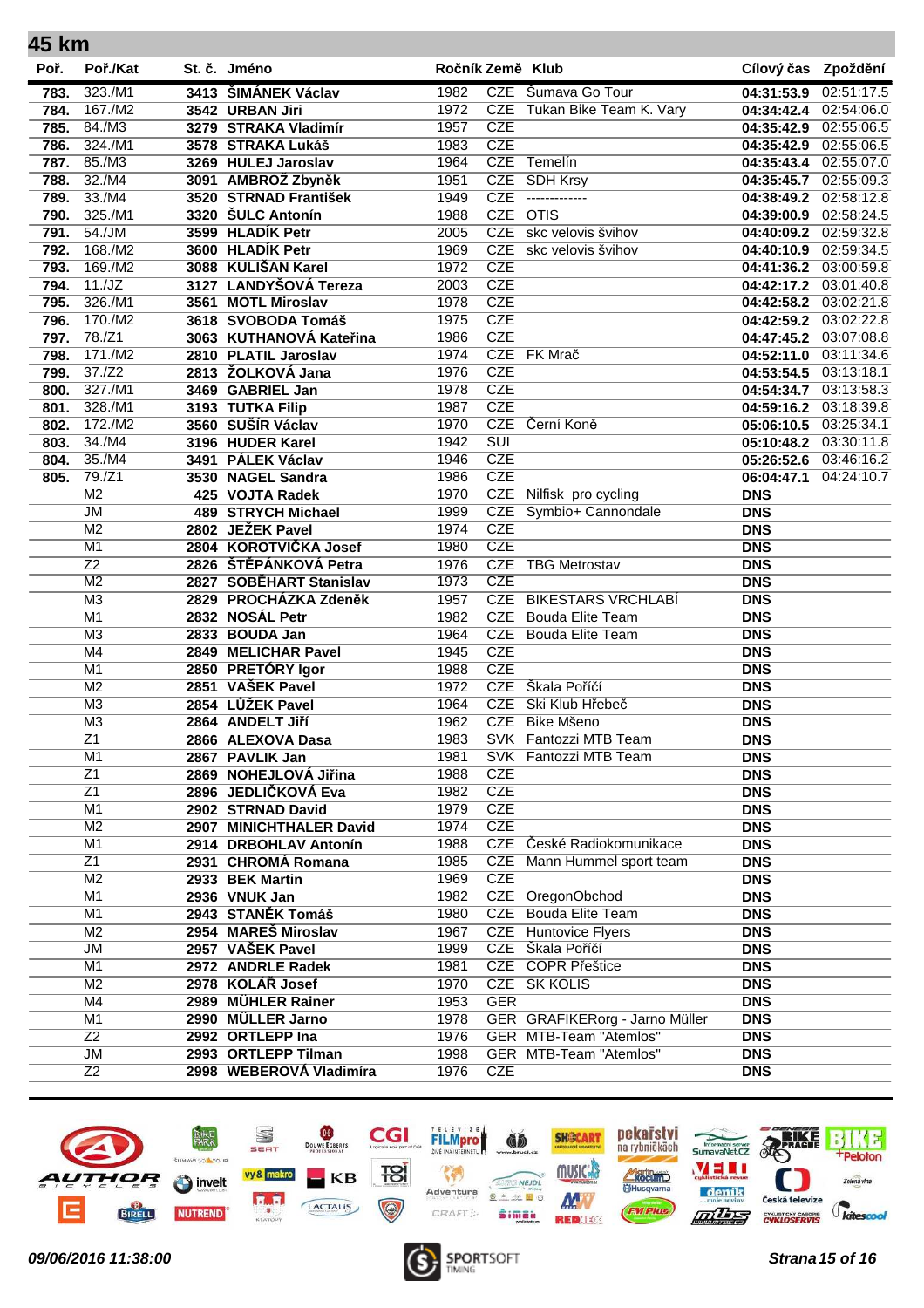## 45 km

| Poř. | Poř./Kat | St. č. | Jméno | Ročník | Země | Klub | Cílový čas | Zpoždění |
|---|---|---|---|---|---|---|---|---|
| 783. | 323./M1 | 3413 | ŠIMÁNEK Václav | 1982 | CZE | Šumava Go Tour | 04:31:53.9 | 02:51:17.5 |
| 784. | 167./M2 | 3542 | URBAN Jiri | 1972 | CZE | Tukan Bike Team K. Vary | 04:34:42.4 | 02:54:06.0 |
| 785. | 84./M3 | 3279 | STRAKA Vladimír | 1957 | CZE | | 04:35:42.9 | 02:55:06.5 |
| 786. | 324./M1 | 3578 | STRAKA Lukáš | 1983 | CZE | | 04:35:42.9 | 02:55:06.5 |
| 787. | 85./M3 | 3269 | HULEJ Jaroslav | 1964 | CZE | Temelín | 04:35:43.4 | 02:55:07.0 |
| 788. | 32./M4 | 3091 | AMBROŽ Zbyněk | 1951 | CZE | SDH Krsy | 04:35:45.7 | 02:55:09.3 |
| 789. | 33./M4 | 3520 | STRNAD František | 1949 | CZE | ------------- | 04:38:49.2 | 02:58:12.8 |
| 790. | 325./M1 | 3320 | ŠULC Antonín | 1988 | CZE | OTIS | 04:39:00.9 | 02:58:24.5 |
| 791. | 54./JM | 3599 | HLADÍK Petr | 2005 | CZE | skc velovis švihov | 04:40:09.2 | 02:59:32.8 |
| 792. | 168./M2 | 3600 | HLADÍK Petr | 1969 | CZE | skc velovis švihov | 04:40:10.9 | 02:59:34.5 |
| 793. | 169./M2 | 3088 | KULIŠAN Karel | 1972 | CZE | | 04:41:36.2 | 03:00:59.8 |
| 794. | 11./JZ | 3127 | LANDYŠOVÁ Tereza | 2003 | CZE | | 04:42:17.2 | 03:01:40.8 |
| 795. | 326./M1 | 3561 | MOTL Miroslav | 1978 | CZE | | 04:42:58.2 | 03:02:21.8 |
| 796. | 170./M2 | 3618 | SVOBODA Tomáš | 1975 | CZE | | 04:42:59.2 | 03:02:22.8 |
| 797. | 78./Z1 | 3063 | KUTHANOVÁ Kateřina | 1986 | CZE | | 04:47:45.2 | 03:07:08.8 |
| 798. | 171./M2 | 2810 | PLATIL Jaroslav | 1974 | CZE | FK Mrač | 04:52:11.0 | 03:11:34.6 |
| 799. | 37./Z2 | 2813 | ŽOLKOVÁ Jana | 1976 | CZE | | 04:53:54.5 | 03:13:18.1 |
| 800. | 327./M1 | 3469 | GABRIEL Jan | 1978 | CZE | | 04:54:34.7 | 03:13:58.3 |
| 801. | 328./M1 | 3193 | TUTKA Filip | 1987 | CZE | | 04:59:16.2 | 03:18:39.8 |
| 802. | 172./M2 | 3560 | SUŠÍR Václav | 1970 | CZE | Černí Koně | 05:06:10.5 | 03:25:34.1 |
| 803. | 34./M4 | 3196 | HUDER Karel | 1942 | SUI | | 05:10:48.2 | 03:30:11.8 |
| 804. | 35./M4 | 3491 | PÁLEK Václav | 1946 | CZE | | 05:26:52.6 | 03:46:16.2 |
| 805. | 79./Z1 | 3530 | NAGEL Sandra | 1986 | CZE | | 06:04:47.1 | 04:24:10.7 |
| | M2 | 425 | VOJTA Radek | 1970 | CZE | Nilfisk pro cycling | DNS | |
| | JM | 489 | STRYCH Michael | 1999 | CZE | Symbio+ Cannondale | DNS | |
| | M2 | 2802 | JEŽEK Pavel | 1974 | CZE | | DNS | |
| | M1 | 2804 | KOROTVIČKA Josef | 1980 | CZE | | DNS | |
| | Z2 | 2826 | ŠTĚPÁNKOVÁ Petra | 1976 | CZE | TBG Metrostav | DNS | |
| | M2 | 2827 | SOBĚHART Stanislav | 1973 | CZE | | DNS | |
| | M3 | 2829 | PROCHÁZKA Zdeněk | 1957 | CZE | BIKESTARS VRCHLABÍ | DNS | |
| | M1 | 2832 | NOSÁL Petr | 1982 | CZE | Bouda Elite Team | DNS | |
| | M3 | 2833 | BOUDA Jan | 1964 | CZE | Bouda Elite Team | DNS | |
| | M4 | 2849 | MELICHAR Pavel | 1945 | CZE | | DNS | |
| | M1 | 2850 | PRETÓRY Igor | 1988 | CZE | | DNS | |
| | M2 | 2851 | VAŠEK Pavel | 1972 | CZE | Škala Poříčí | DNS | |
| | M3 | 2854 | LŮŽEK Pavel | 1964 | CZE | Ski Klub Hřebeč | DNS | |
| | M3 | 2864 | ANDELT Jiří | 1962 | CZE | Bike Mšeno | DNS | |
| | Z1 | 2866 | ALEXOVA Dasa | 1983 | SVK | Fantozzi MTB Team | DNS | |
| | M1 | 2867 | PAVLIK Jan | 1981 | SVK | Fantozzi MTB Team | DNS | |
| | Z1 | 2869 | NOHEJLOVÁ Jiřina | 1988 | CZE | | DNS | |
| | Z1 | 2896 | JEDLIČKOVÁ Eva | 1982 | CZE | | DNS | |
| | M1 | 2902 | STRNAD David | 1979 | CZE | | DNS | |
| | M2 | 2907 | MINICHTHALER David | 1974 | CZE | | DNS | |
| | M1 | 2914 | DRBOHLAV Antonín | 1988 | CZE | České Radiokomunikace | DNS | |
| | Z1 | 2931 | CHROMÁ Romana | 1985 | CZE | Mann Hummel sport team | DNS | |
| | M2 | 2933 | BEK Martin | 1969 | CZE | | DNS | |
| | M1 | 2936 | VNUK Jan | 1982 | CZE | OregonObchod | DNS | |
| | M1 | 2943 | STANĚK Tomáš | 1980 | CZE | Bouda Elite Team | DNS | |
| | M2 | 2954 | MAREŠ Miroslav | 1967 | CZE | Huntovice Flyers | DNS | |
| | JM | 2957 | VAŠEK Pavel | 1999 | CZE | Škala Poříčí | DNS | |
| | M1 | 2972 | ANDRLE Radek | 1981 | CZE | COPR Přeštice | DNS | |
| | M2 | 2978 | KOLÁŘ Josef | 1970 | CZE | SK KOLIS | DNS | |
| | M4 | 2989 | MÜHLER Rainer | 1953 | GER | | DNS | |
| | M1 | 2990 | MÜLLER Jarno | 1978 | GER | GRAFIKERorg - Jarno Müller | DNS | |
| | Z2 | 2992 | ORTLEPP Ina | 1976 | GER | MTB-Team "Atemlos" | DNS | |
| | JM | 2993 | ORTLEPP Tilman | 1998 | GER | MTB-Team "Atemlos" | DNS | |
| | Z2 | 2998 | WEBEROVÁ Vladimíra | 1976 | CZE | | DNS | |

*09/06/2016 11:38:00*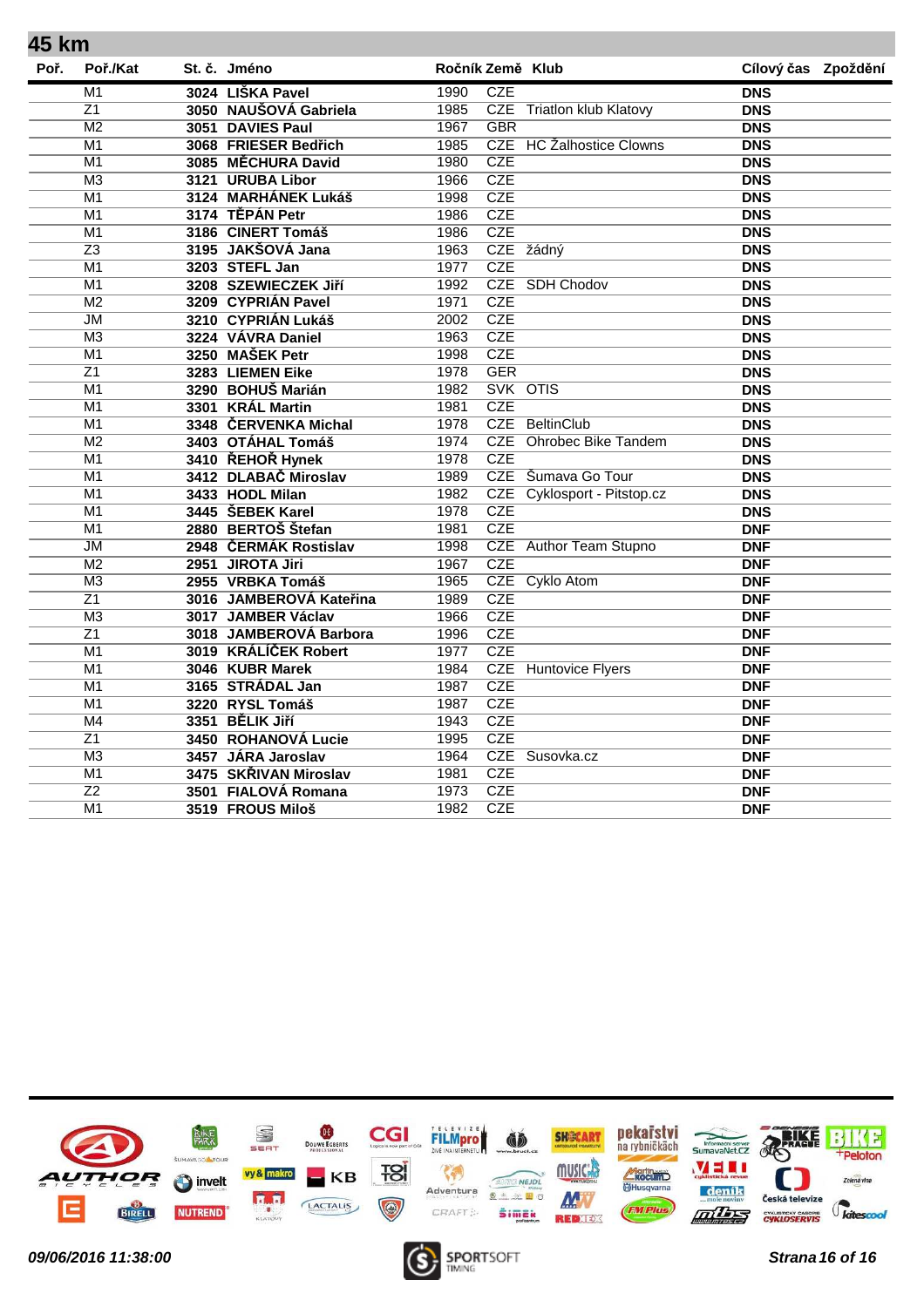## 45 km

| Poř. | Poř./Kat | St. č. | Jméno | Ročník | Země | Klub | Cílový čas | Zpoždění |
|---|---|---|---|---|---|---|---|---|
| | M1 | 3024 | LIŠKA Pavel | 1990 | CZE | | DNS | |
| | Z1 | 3050 | NAUŠOVÁ Gabriela | 1985 | CZE | Triatlon klub Klatovy | DNS | |
| | M2 | 3051 | DAVIES Paul | 1967 | GBR | | DNS | |
| | M1 | 3068 | FRIESER Bedřich | 1985 | CZE | HC Žalhostice Clowns | DNS | |
| | M1 | 3085 | MĚCHURA David | 1980 | CZE | | DNS | |
| | M3 | 3121 | URUBA Libor | 1966 | CZE | | DNS | |
| | M1 | 3124 | MARHÁNEK Lukáš | 1998 | CZE | | DNS | |
| | M1 | 3174 | TĚPÁN Petr | 1986 | CZE | | DNS | |
| | M1 | 3186 | CINERT Tomáš | 1986 | CZE | | DNS | |
| | Z3 | 3195 | JAKŠOVÁ Jana | 1963 | CZE | žádný | DNS | |
| | M1 | 3203 | STEFL Jan | 1977 | CZE | | DNS | |
| | M1 | 3208 | SZEWIECZEK Jiří | 1992 | CZE | SDH Chodov | DNS | |
| | M2 | 3209 | CYPRIÁN Pavel | 1971 | CZE | | DNS | |
| | JM | 3210 | CYPRIÁN Lukáš | 2002 | CZE | | DNS | |
| | M3 | 3224 | VÁVRA Daniel | 1963 | CZE | | DNS | |
| | M1 | 3250 | MAŠEK Petr | 1998 | CZE | | DNS | |
| | Z1 | 3283 | LIEMEN Eike | 1978 | GER | | DNS | |
| | M1 | 3290 | BOHUŠ Marián | 1982 | SVK | OTIS | DNS | |
| | M1 | 3301 | KRÁL Martin | 1981 | CZE | | DNS | |
| | M1 | 3348 | ČERVENKA Michal | 1978 | CZE | BeltinClub | DNS | |
| | M2 | 3403 | OTÁHAL Tomáš | 1974 | CZE | Ohrobec Bike Tandem | DNS | |
| | M1 | 3410 | ŘEHOŘ Hynek | 1978 | CZE | | DNS | |
| | M1 | 3412 | DLABAČ Miroslav | 1989 | CZE | Šumava Go Tour | DNS | |
| | M1 | 3433 | HODL Milan | 1982 | CZE | Cyklosport - Pitstop.cz | DNS | |
| | M1 | 3445 | ŠEBEK Karel | 1978 | CZE | | DNS | |
| | M1 | 2880 | BERTOŠ Štefan | 1981 | CZE | | DNF | |
| | JM | 2948 | ČERMÁK Rostislav | 1998 | CZE | Author Team Stupno | DNF | |
| | M2 | 2951 | JIROTA Jiri | 1967 | CZE | | DNF | |
| | M3 | 2955 | VRBKA Tomáš | 1965 | CZE | Cyklo Atom | DNF | |
| | Z1 | 3016 | JAMBEROVÁ Kateřina | 1989 | CZE | | DNF | |
| | M3 | 3017 | JAMBER Václav | 1966 | CZE | | DNF | |
| | Z1 | 3018 | JAMBEROVÁ Barbora | 1996 | CZE | | DNF | |
| | M1 | 3019 | KRÁLÍČEK Robert | 1977 | CZE | | DNF | |
| | M1 | 3046 | KUBR Marek | 1984 | CZE | Huntovice Flyers | DNF | |
| | M1 | 3165 | STRÁDAL Jan | 1987 | CZE | | DNF | |
| | M1 | 3220 | RYSL Tomáš | 1987 | CZE | | DNF | |
| | M4 | 3351 | BĚLIK Jiří | 1943 | CZE | | DNF | |
| | Z1 | 3450 | ROHANOVÁ Lucie | 1995 | CZE | | DNF | |
| | M3 | 3457 | JÁRA Jaroslav | 1964 | CZE | Susovka.cz | DNF | |
| | M1 | 3475 | SKŘIVAN Miroslav | 1981 | CZE | | DNF | |
| | Z2 | 3501 | FIALOVÁ Romana | 1973 | CZE | | DNF | |
| | M1 | 3519 | FROUS Miloš | 1982 | CZE | | DNF | |

*09/06/2016 11:38:00*